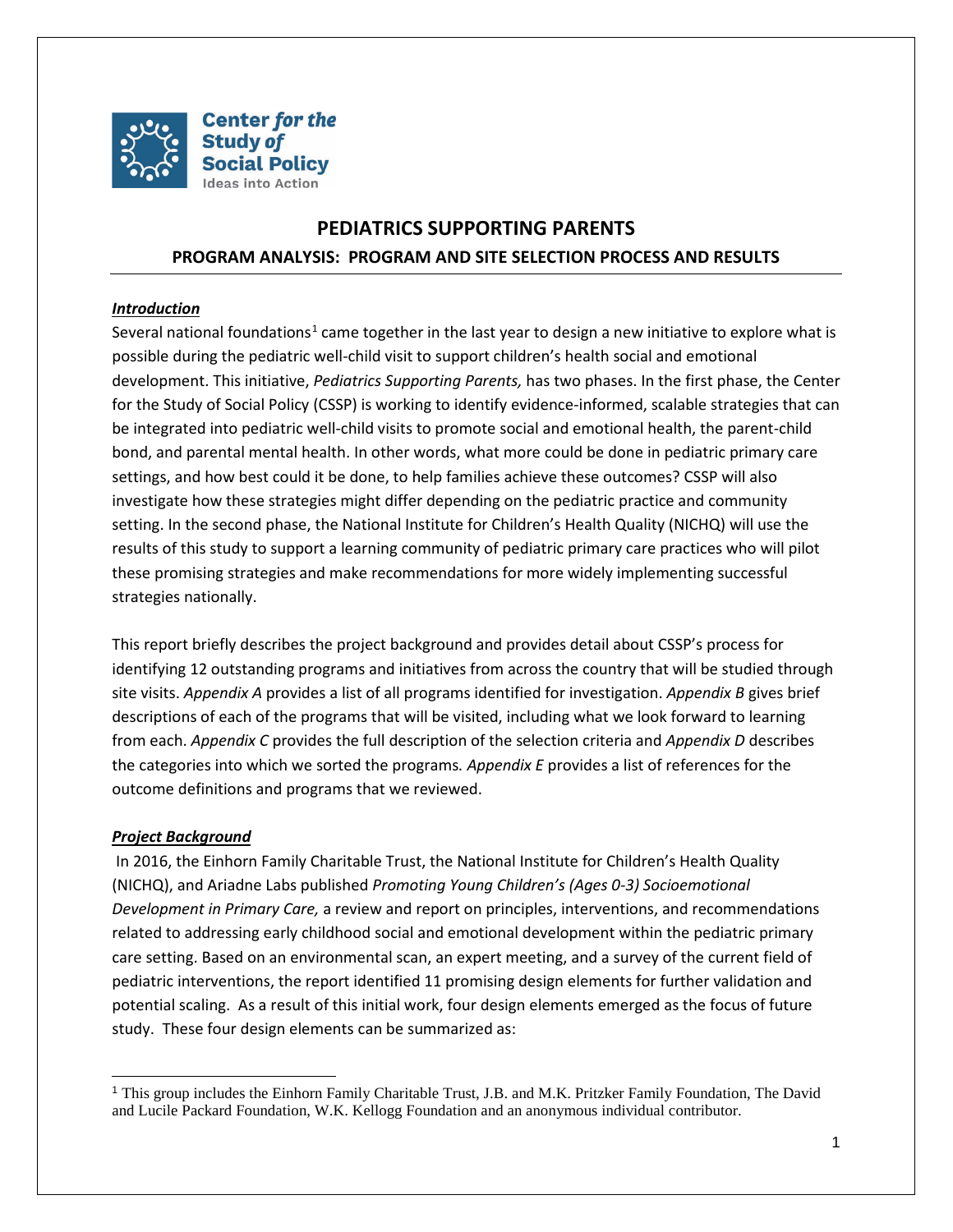Center *for the* Study *of* Social Policy
Ideas into Action

# PEDIATRICS SUPPORTING PARENTS

## PROGRAM ANALYSIS: PROGRAM AND SITE SELECTION PROCESS AND RESULTS

***Introduction***

Several national foundations[1] came together in the last year to design a new initiative to explore what is possible during the pediatric well-child visit to support children's health social and emotional development. This initiative, *Pediatrics Supporting Parents,* has two phases. In the first phase, the Center for the Study of Social Policy (CSSP) is working to identify evidence-informed, scalable strategies that can be integrated into pediatric well-child visits to promote social and emotional health, the parent-child bond, and parental mental health. In other words, what more could be done in pediatric primary care settings, and how best could it be done, to help families achieve these outcomes? CSSP will also investigate how these strategies might differ depending on the pediatric practice and community setting. In the second phase, the National Institute for Children's Health Quality (NICHQ) will use the results of this study to support a learning community of pediatric primary care practices who will pilot these promising strategies and make recommendations for more widely implementing successful strategies nationally.

This report briefly describes the project background and provides detail about CSSP's process for identifying 12 outstanding programs and initiatives from across the country that will be studied through site visits. *Appendix A* provides a list of all programs identified for investigation. *Appendix B* gives brief descriptions of each of the programs that will be visited, including what we look forward to learning from each. *Appendix C* provides the full description of the selection criteria and *Appendix D* describes the categories into which we sorted the programs. *Appendix E* provides a list of references for the outcome definitions and programs that we reviewed.

***Project Background***

In 2016, the Einhorn Family Charitable Trust, the National Institute for Children's Health Quality (NICHQ), and Ariadne Labs published *Promoting Young Children's (Ages 0-3) Socioemotional Development in Primary Care,* a review and report on principles, interventions, and recommendations related to addressing early childhood social and emotional development within the pediatric primary care setting. Based on an environmental scan, an expert meeting, and a survey of the current field of pediatric interventions, the report identified 11 promising design elements for further validation and potential scaling. As a result of this initial work, four design elements emerged as the focus of future study. These four design elements can be summarized as:

[1] This group includes the Einhorn Family Charitable Trust, J.B. and M.K. Pritzker Family Foundation, The David and Lucile Packard Foundation, W.K. Kellogg Foundation and an anonymous individual contributor.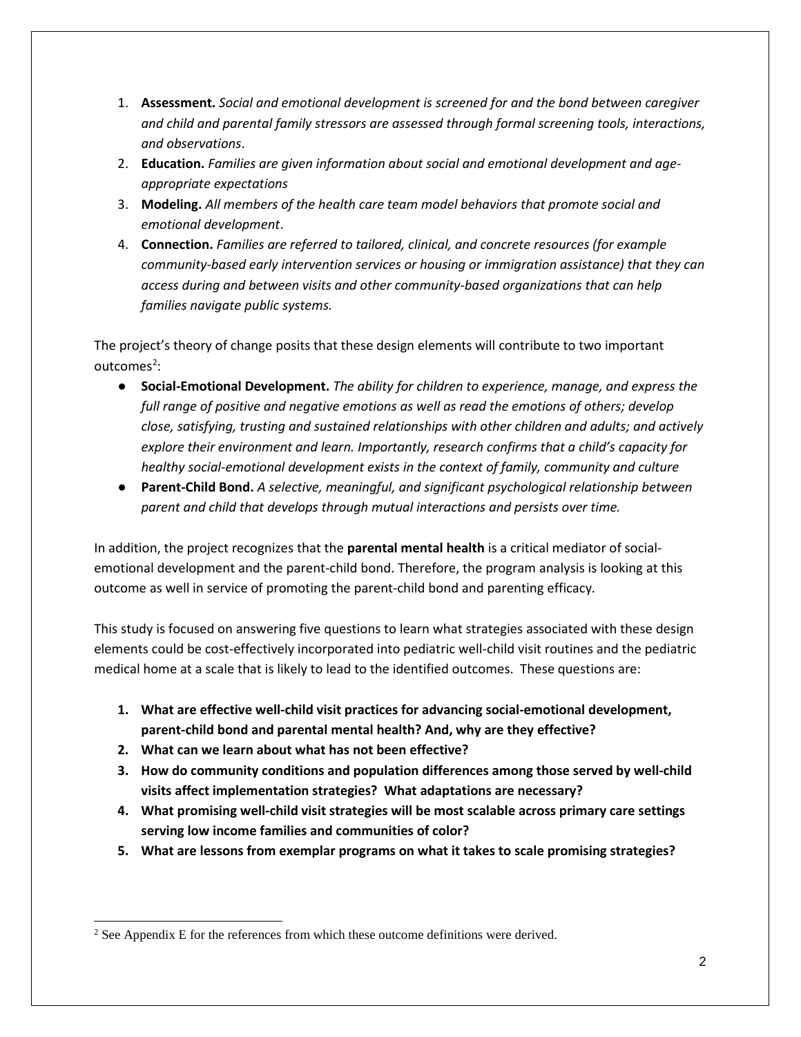1. **Assessment.** *Social and emotional development is screened for and the bond between caregiver and child and parental family stressors are assessed through formal screening tools, interactions, and observations*.
2. **Education.** *Families are given information about social and emotional development and age-appropriate expectations*
3. **Modeling.** *All members of the health care team model behaviors that promote social and emotional development*.
4. **Connection.** *Families are referred to tailored, clinical, and concrete resources (for example community-based early intervention services or housing or immigration assistance) that they can access during and between visits and other community-based organizations that can help families navigate public systems.*

The project's theory of change posits that these design elements will contribute to two important outcomes[2]:

- **Social-Emotional Development.** *The ability for children to experience, manage, and express the full range of positive and negative emotions as well as read the emotions of others; develop close, satisfying, trusting and sustained relationships with other children and adults; and actively explore their environment and learn. Importantly, research confirms that a child's capacity for healthy social-emotional development exists in the context of family, community and culture*
- **Parent-Child Bond.** *A selective, meaningful, and significant psychological relationship between parent and child that develops through mutual interactions and persists over time.*

In addition, the project recognizes that the **parental mental health** is a critical mediator of social-emotional development and the parent-child bond. Therefore, the program analysis is looking at this outcome as well in service of promoting the parent-child bond and parenting efficacy.

This study is focused on answering five questions to learn what strategies associated with these design elements could be cost-effectively incorporated into pediatric well-child visit routines and the pediatric medical home at a scale that is likely to lead to the identified outcomes. These questions are:

1. **What are effective well-child visit practices for advancing social-emotional development, parent-child bond and parental mental health? And, why are they effective?**
2. **What can we learn about what has not been effective?**
3. **How do community conditions and population differences among those served by well-child visits affect implementation strategies? What adaptations are necessary?**
4. **What promising well-child visit strategies will be most scalable across primary care settings serving low income families and communities of color?**
5. **What are lessons from exemplar programs on what it takes to scale promising strategies?**

[2] See Appendix E for the references from which these outcome definitions were derived.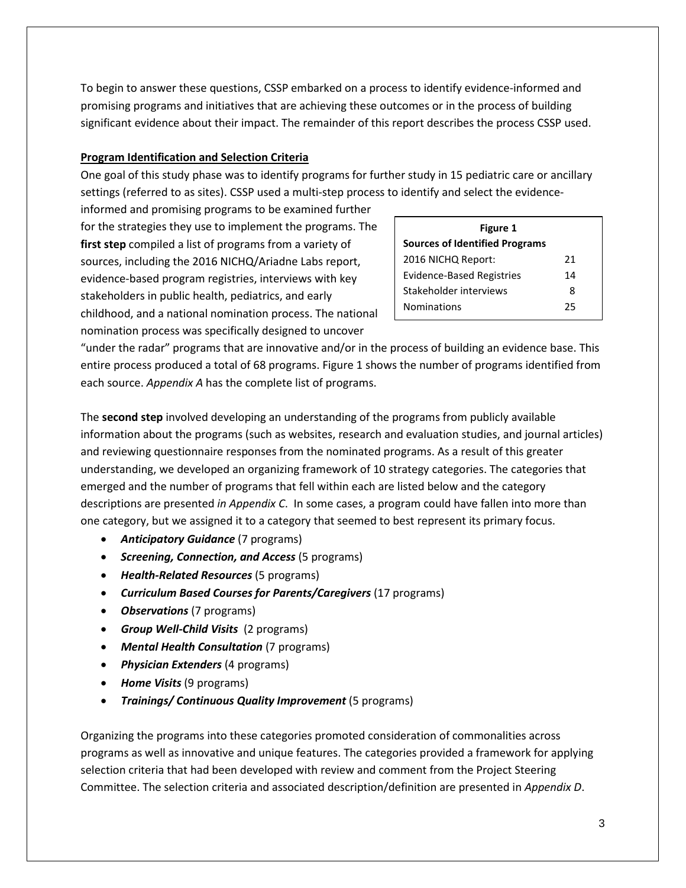To begin to answer these questions, CSSP embarked on a process to identify evidence-informed and promising programs and initiatives that are achieving these outcomes or in the process of building significant evidence about their impact. The remainder of this report describes the process CSSP used.

**Program Identification and Selection Criteria**

One goal of this study phase was to identify programs for further study in 15 pediatric care or ancillary settings (referred to as sites). CSSP used a multi-step process to identify and select the evidence-informed and promising programs to be examined further for the strategies they use to implement the programs. The **first step** compiled a list of programs from a variety of sources, including the 2016 NICHQ/Ariadne Labs report, evidence-based program registries, interviews with key stakeholders in public health, pediatrics, and early childhood, and a national nomination process. The national nomination process was specifically designed to uncover "under the radar" programs that are innovative and/or in the process of building an evidence base. This entire process produced a total of 68 programs. Figure 1 shows the number of programs identified from each source. *Appendix A* has the complete list of programs.

**Figure 1**
**Sources of Identified Programs**

| Source | Number |
| --- | --- |
| 2016 NICHQ Report: | 21 |
| Evidence-Based Registries | 14 |
| Stakeholder interviews | 8 |
| Nominations | 25 |

The **second step** involved developing an understanding of the programs from publicly available information about the programs (such as websites, research and evaluation studies, and journal articles) and reviewing questionnaire responses from the nominated programs. As a result of this greater understanding, we developed an organizing framework of 10 strategy categories. The categories that emerged and the number of programs that fell within each are listed below and the category descriptions are presented *in Appendix C*. In some cases, a program could have fallen into more than one category, but we assigned it to a category that seemed to best represent its primary focus.

- ***Anticipatory Guidance*** (7 programs)
- ***Screening, Connection, and Access*** (5 programs)
- ***Health-Related Resources*** (5 programs)
- ***Curriculum Based Courses for Parents/Caregivers*** (17 programs)
- ***Observations*** (7 programs)
- ***Group Well-Child Visits*** (2 programs)
- ***Mental Health Consultation*** (7 programs)
- ***Physician Extenders*** (4 programs)
- ***Home Visits*** (9 programs)
- ***Trainings/ Continuous Quality Improvement*** (5 programs)

Organizing the programs into these categories promoted consideration of commonalities across programs as well as innovative and unique features. The categories provided a framework for applying selection criteria that had been developed with review and comment from the Project Steering Committee. The selection criteria and associated description/definition are presented in *Appendix D*.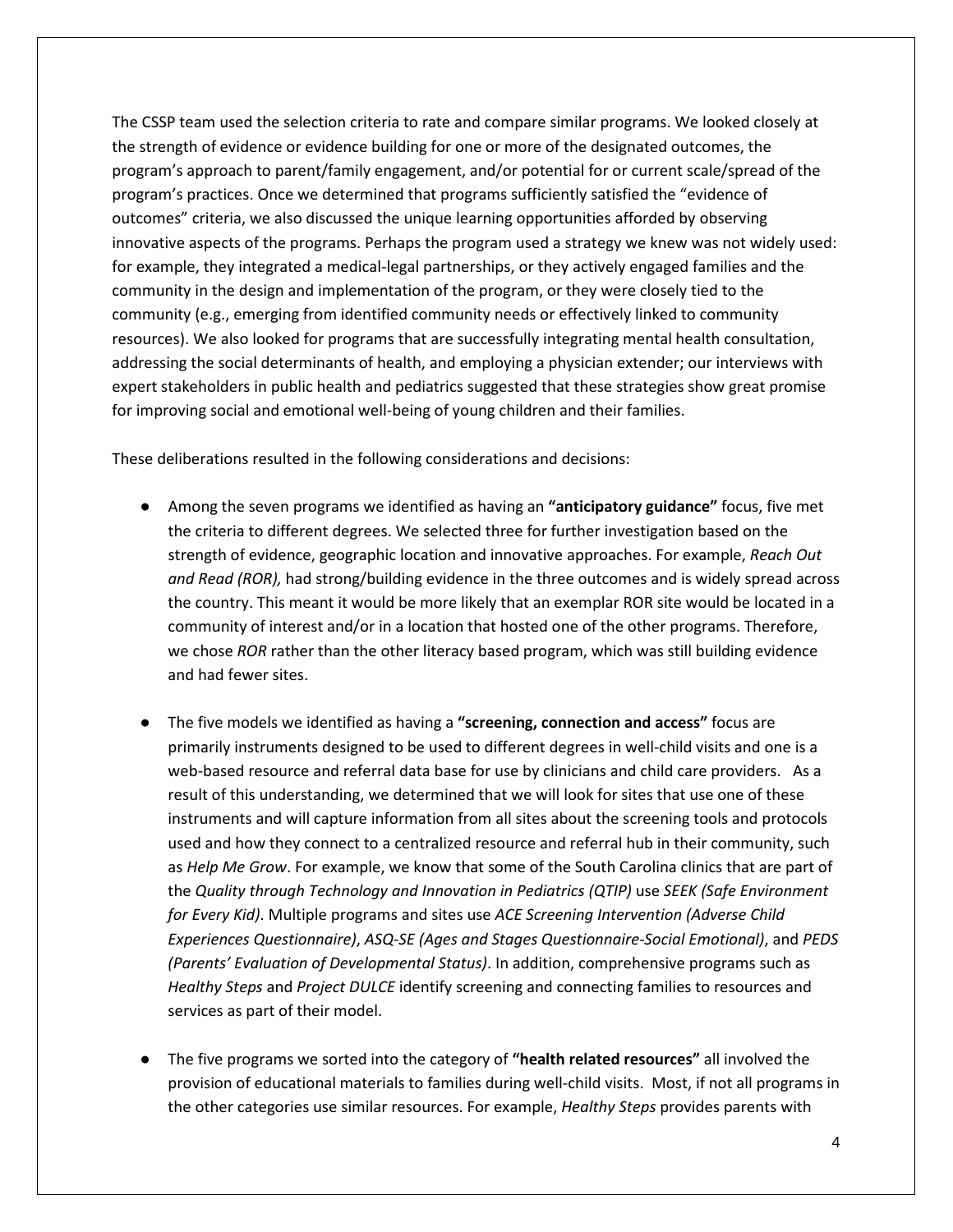The CSSP team used the selection criteria to rate and compare similar programs. We looked closely at the strength of evidence or evidence building for one or more of the designated outcomes, the program's approach to parent/family engagement, and/or potential for or current scale/spread of the program's practices. Once we determined that programs sufficiently satisfied the "evidence of outcomes" criteria, we also discussed the unique learning opportunities afforded by observing innovative aspects of the programs. Perhaps the program used a strategy we knew was not widely used: for example, they integrated a medical-legal partnerships, or they actively engaged families and the community in the design and implementation of the program, or they were closely tied to the community (e.g., emerging from identified community needs or effectively linked to community resources). We also looked for programs that are successfully integrating mental health consultation, addressing the social determinants of health, and employing a physician extender; our interviews with expert stakeholders in public health and pediatrics suggested that these strategies show great promise for improving social and emotional well-being of young children and their families.

These deliberations resulted in the following considerations and decisions:

- Among the seven programs we identified as having an **"anticipatory guidance"** focus, five met the criteria to different degrees. We selected three for further investigation based on the strength of evidence, geographic location and innovative approaches. For example, *Reach Out and Read (ROR),* had strong/building evidence in the three outcomes and is widely spread across the country. This meant it would be more likely that an exemplar ROR site would be located in a community of interest and/or in a location that hosted one of the other programs. Therefore, we chose *ROR* rather than the other literacy based program, which was still building evidence and had fewer sites.

- The five models we identified as having a **"screening, connection and access"** focus are primarily instruments designed to be used to different degrees in well-child visits and one is a web-based resource and referral data base for use by clinicians and child care providers. As a result of this understanding, we determined that we will look for sites that use one of these instruments and will capture information from all sites about the screening tools and protocols used and how they connect to a centralized resource and referral hub in their community, such as *Help Me Grow*. For example, we know that some of the South Carolina clinics that are part of the *Quality through Technology and Innovation in Pediatrics (QTIP)* use *SEEK (Safe Environment for Every Kid)*. Multiple programs and sites use *ACE Screening Intervention (Adverse Child Experiences Questionnaire)*, *ASQ-SE (Ages and Stages Questionnaire-Social Emotional)*, and *PEDS (Parents' Evaluation of Developmental Status)*. In addition, comprehensive programs such as *Healthy Steps* and *Project DULCE* identify screening and connecting families to resources and services as part of their model.

- The five programs we sorted into the category of **"health related resources"** all involved the provision of educational materials to families during well-child visits. Most, if not all programs in the other categories use similar resources. For example, *Healthy Steps* provides parents with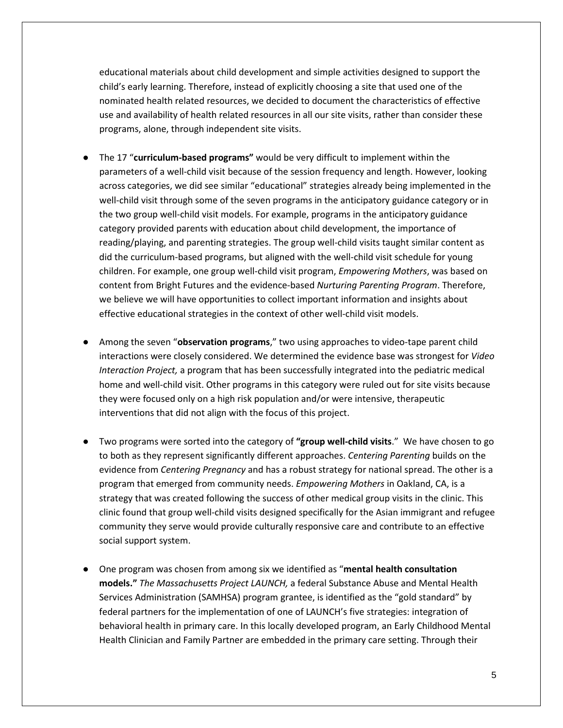educational materials about child development and simple activities designed to support the child's early learning. Therefore, instead of explicitly choosing a site that used one of the nominated health related resources, we decided to document the characteristics of effective use and availability of health related resources in all our site visits, rather than consider these programs, alone, through independent site visits.

- The 17 "**curriculum-based programs"** would be very difficult to implement within the parameters of a well-child visit because of the session frequency and length. However, looking across categories, we did see similar "educational" strategies already being implemented in the well-child visit through some of the seven programs in the anticipatory guidance category or in the two group well-child visit models. For example, programs in the anticipatory guidance category provided parents with education about child development, the importance of reading/playing, and parenting strategies. The group well-child visits taught similar content as did the curriculum-based programs, but aligned with the well-child visit schedule for young children. For example, one group well-child visit program, *Empowering Mothers*, was based on content from Bright Futures and the evidence-based *Nurturing Parenting Program*. Therefore, we believe we will have opportunities to collect important information and insights about effective educational strategies in the context of other well-child visit models.

- Among the seven "**observation programs**," two using approaches to video-tape parent child interactions were closely considered. We determined the evidence base was strongest for *Video Interaction Project,* a program that has been successfully integrated into the pediatric medical home and well-child visit. Other programs in this category were ruled out for site visits because they were focused only on a high risk population and/or were intensive, therapeutic interventions that did not align with the focus of this project.

- Two programs were sorted into the category of **"group well-child visits**." We have chosen to go to both as they represent significantly different approaches. *Centering Parenting* builds on the evidence from *Centering Pregnancy* and has a robust strategy for national spread. The other is a program that emerged from community needs. *Empowering Mothers* in Oakland, CA, is a strategy that was created following the success of other medical group visits in the clinic. This clinic found that group well-child visits designed specifically for the Asian immigrant and refugee community they serve would provide culturally responsive care and contribute to an effective social support system.

- One program was chosen from among six we identified as "**mental health consultation models."** *The Massachusetts Project LAUNCH,* a federal Substance Abuse and Mental Health Services Administration (SAMHSA) program grantee, is identified as the "gold standard" by federal partners for the implementation of one of LAUNCH's five strategies: integration of behavioral health in primary care. In this locally developed program, an Early Childhood Mental Health Clinician and Family Partner are embedded in the primary care setting. Through their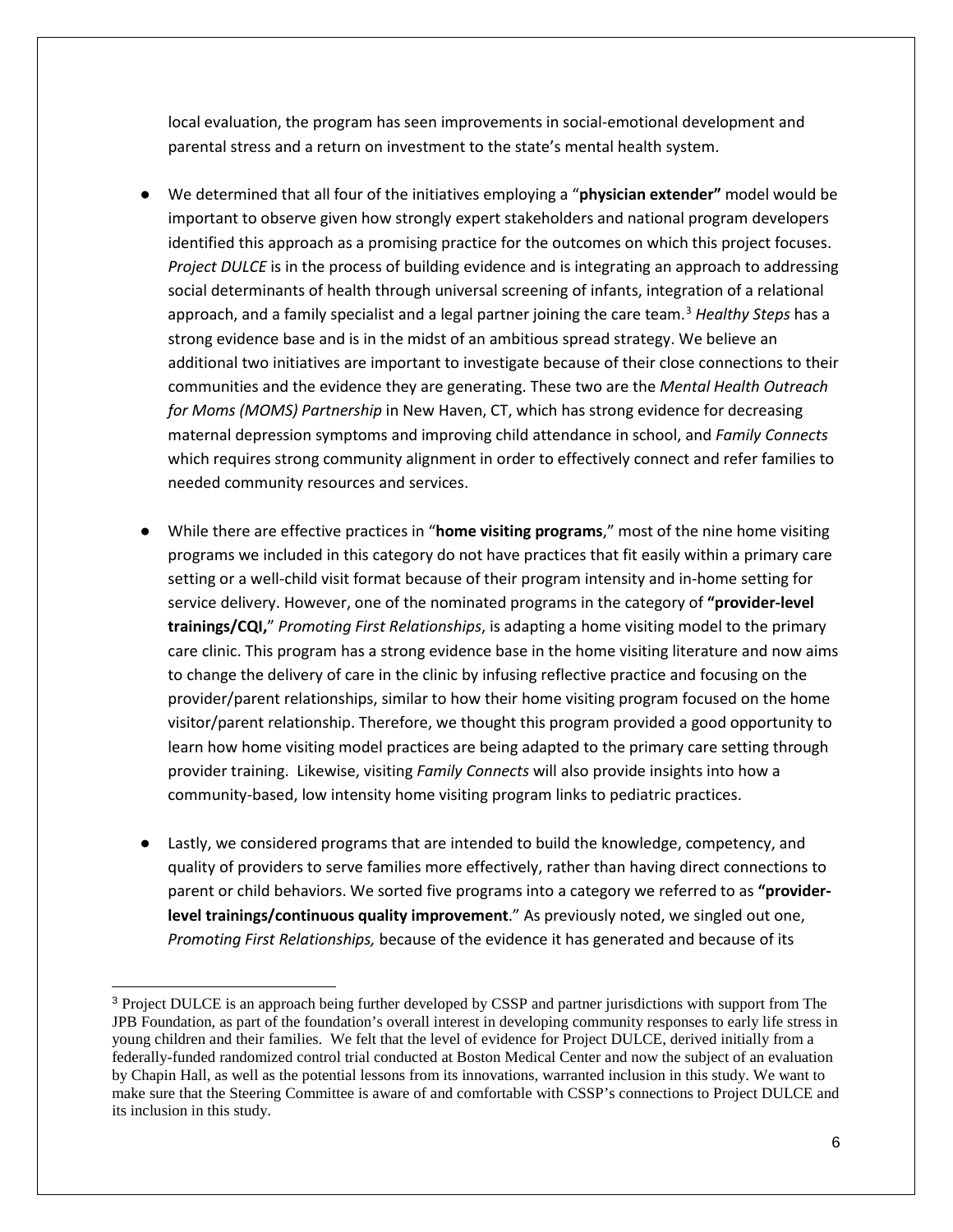local evaluation, the program has seen improvements in social-emotional development and parental stress and a return on investment to the state's mental health system.

- We determined that all four of the initiatives employing a "**physician extender**" model would be important to observe given how strongly expert stakeholders and national program developers identified this approach as a promising practice for the outcomes on which this project focuses. *Project DULCE* is in the process of building evidence and is integrating an approach to addressing social determinants of health through universal screening of infants, integration of a relational approach, and a family specialist and a legal partner joining the care team.[3] *Healthy Steps* has a strong evidence base and is in the midst of an ambitious spread strategy. We believe an additional two initiatives are important to investigate because of their close connections to their communities and the evidence they are generating. These two are the *Mental Health Outreach for Moms (MOMS) Partnership* in New Haven, CT, which has strong evidence for decreasing maternal depression symptoms and improving child attendance in school, and *Family Connects* which requires strong community alignment in order to effectively connect and refer families to needed community resources and services.

- While there are effective practices in "**home visiting programs**," most of the nine home visiting programs we included in this category do not have practices that fit easily within a primary care setting or a well-child visit format because of their program intensity and in-home setting for service delivery. However, one of the nominated programs in the category of **"provider-level trainings/CQI,"** *Promoting First Relationships*, is adapting a home visiting model to the primary care clinic. This program has a strong evidence base in the home visiting literature and now aims to change the delivery of care in the clinic by infusing reflective practice and focusing on the provider/parent relationships, similar to how their home visiting program focused on the home visitor/parent relationship. Therefore, we thought this program provided a good opportunity to learn how home visiting model practices are being adapted to the primary care setting through provider training. Likewise, visiting *Family Connects* will also provide insights into how a community-based, low intensity home visiting program links to pediatric practices.

- Lastly, we considered programs that are intended to build the knowledge, competency, and quality of providers to serve families more effectively, rather than having direct connections to parent or child behaviors. We sorted five programs into a category we referred to as **"provider-level trainings/continuous quality improvement**." As previously noted, we singled out one, *Promoting First Relationships,* because of the evidence it has generated and because of its

---

[3] Project DULCE is an approach being further developed by CSSP and partner jurisdictions with support from The JPB Foundation, as part of the foundation's overall interest in developing community responses to early life stress in young children and their families. We felt that the level of evidence for Project DULCE, derived initially from a federally-funded randomized control trial conducted at Boston Medical Center and now the subject of an evaluation by Chapin Hall, as well as the potential lessons from its innovations, warranted inclusion in this study. We want to make sure that the Steering Committee is aware of and comfortable with CSSP's connections to Project DULCE and its inclusion in this study.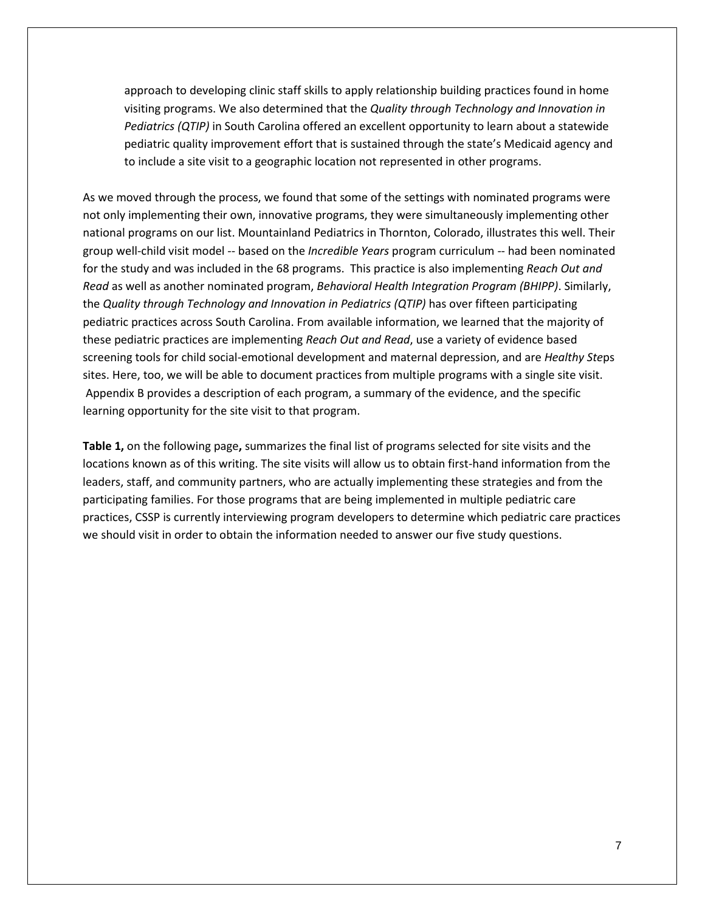approach to developing clinic staff skills to apply relationship building practices found in home visiting programs. We also determined that the *Quality through Technology and Innovation in Pediatrics (QTIP)* in South Carolina offered an excellent opportunity to learn about a statewide pediatric quality improvement effort that is sustained through the state's Medicaid agency and to include a site visit to a geographic location not represented in other programs.

As we moved through the process, we found that some of the settings with nominated programs were not only implementing their own, innovative programs, they were simultaneously implementing other national programs on our list. Mountainland Pediatrics in Thornton, Colorado, illustrates this well. Their group well-child visit model -- based on the *Incredible Years* program curriculum -- had been nominated for the study and was included in the 68 programs. This practice is also implementing *Reach Out and Read* as well as another nominated program, *Behavioral Health Integration Program (BHIPP)*. Similarly, the *Quality through Technology and Innovation in Pediatrics (QTIP)* has over fifteen participating pediatric practices across South Carolina. From available information, we learned that the majority of these pediatric practices are implementing *Reach Out and Read*, use a variety of evidence based screening tools for child social-emotional development and maternal depression, and are *Healthy Ste*ps sites. Here, too, we will be able to document practices from multiple programs with a single site visit. Appendix B provides a description of each program, a summary of the evidence, and the specific learning opportunity for the site visit to that program.

**Table 1,** on the following page**,** summarizes the final list of programs selected for site visits and the locations known as of this writing. The site visits will allow us to obtain first-hand information from the leaders, staff, and community partners, who are actually implementing these strategies and from the participating families. For those programs that are being implemented in multiple pediatric care practices, CSSP is currently interviewing program developers to determine which pediatric care practices we should visit in order to obtain the information needed to answer our five study questions.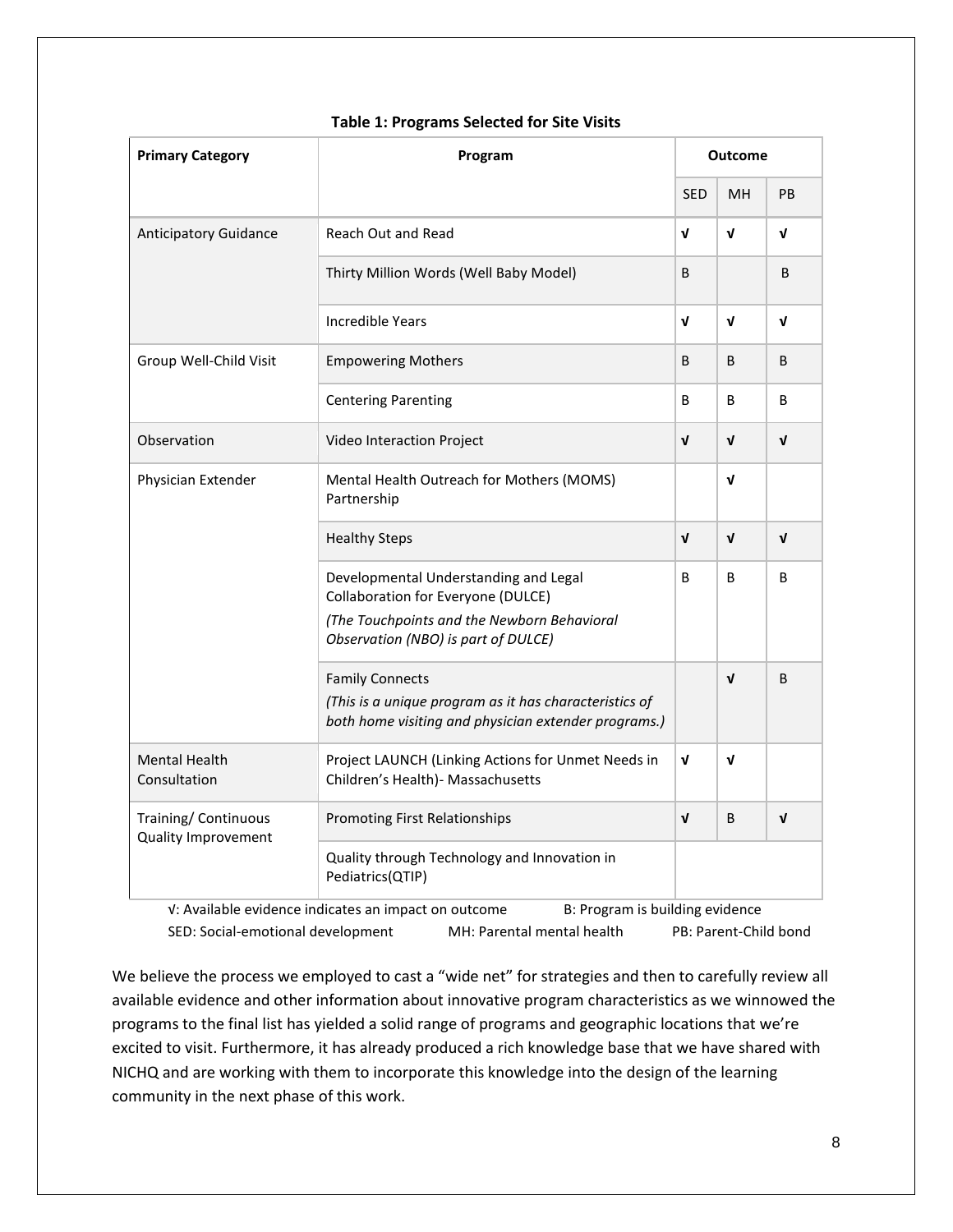**Table 1: Programs Selected for Site Visits**

| Primary Category | Program | Outcome | | |
|---|---|---|---|---|
| | | SED | MH | PB |
| Anticipatory Guidance | Reach Out and Read | √ | √ | √ |
| | Thirty Million Words (Well Baby Model) | B | | B |
| | Incredible Years | √ | √ | √ |
| Group Well-Child Visit | Empowering Mothers | B | B | B |
| | Centering Parenting | B | B | B |
| Observation | Video Interaction Project | √ | √ | √ |
| Physician Extender | Mental Health Outreach for Mothers (MOMS) Partnership | | √ | |
| | Healthy Steps | √ | √ | √ |
| | Developmental Understanding and Legal Collaboration for Everyone (DULCE) *(The Touchpoints and the Newborn Behavioral Observation (NBO) is part of DULCE)* | B | B | B |
| | Family Connects *(This is a unique program as it has characteristics of both home visiting and physician extender programs.)* | | √ | B |
| Mental Health Consultation | Project LAUNCH (Linking Actions for Unmet Needs in Children's Health)- Massachusetts | √ | √ | |
| Training/ Continuous Quality Improvement | Promoting First Relationships | √ | B | √ |
| | Quality through Technology and Innovation in Pediatrics(QTIP) | | | |

√: Available evidence indicates an impact on outcome B: Program is building evidence
SED: Social-emotional development MH: Parental mental health PB: Parent-Child bond

We believe the process we employed to cast a "wide net" for strategies and then to carefully review all available evidence and other information about innovative program characteristics as we winnowed the programs to the final list has yielded a solid range of programs and geographic locations that we're excited to visit. Furthermore, it has already produced a rich knowledge base that we have shared with NICHQ and are working with them to incorporate this knowledge into the design of the learning community in the next phase of this work.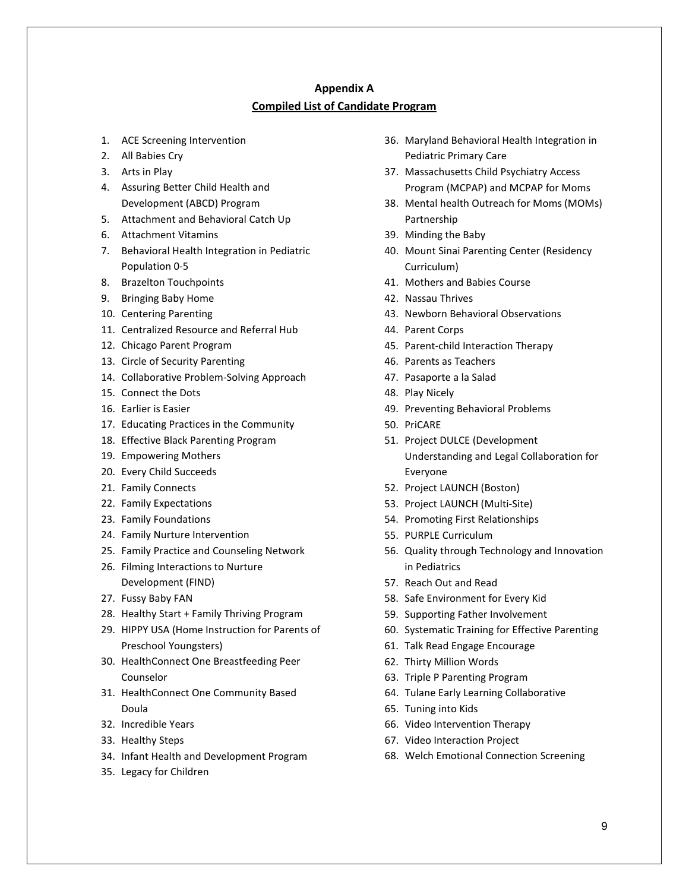## Appendix A

## Compiled List of Candidate Program

1. ACE Screening Intervention
2. All Babies Cry
3. Arts in Play
4. Assuring Better Child Health and Development (ABCD) Program
5. Attachment and Behavioral Catch Up
6. Attachment Vitamins
7. Behavioral Health Integration in Pediatric Population 0-5
8. Brazelton Touchpoints
9. Bringing Baby Home
10. Centering Parenting
11. Centralized Resource and Referral Hub
12. Chicago Parent Program
13. Circle of Security Parenting
14. Collaborative Problem-Solving Approach
15. Connect the Dots
16. Earlier is Easier
17. Educating Practices in the Community
18. Effective Black Parenting Program
19. Empowering Mothers
20. Every Child Succeeds
21. Family Connects
22. Family Expectations
23. Family Foundations
24. Family Nurture Intervention
25. Family Practice and Counseling Network
26. Filming Interactions to Nurture Development (FIND)
27. Fussy Baby FAN
28. Healthy Start + Family Thriving Program
29. HIPPY USA (Home Instruction for Parents of Preschool Youngsters)
30. HealthConnect One Breastfeeding Peer Counselor
31. HealthConnect One Community Based Doula
32. Incredible Years
33. Healthy Steps
34. Infant Health and Development Program
35. Legacy for Children
36. Maryland Behavioral Health Integration in Pediatric Primary Care
37. Massachusetts Child Psychiatry Access Program (MCPAP) and MCPAP for Moms
38. Mental health Outreach for Moms (MOMs) Partnership
39. Minding the Baby
40. Mount Sinai Parenting Center (Residency Curriculum)
41. Mothers and Babies Course
42. Nassau Thrives
43. Newborn Behavioral Observations
44. Parent Corps
45. Parent-child Interaction Therapy
46. Parents as Teachers
47. Pasaporte a la Salad
48. Play Nicely
49. Preventing Behavioral Problems
50. PriCARE
51. Project DULCE (Development Understanding and Legal Collaboration for Everyone
52. Project LAUNCH (Boston)
53. Project LAUNCH (Multi-Site)
54. Promoting First Relationships
55. PURPLE Curriculum
56. Quality through Technology and Innovation in Pediatrics
57. Reach Out and Read
58. Safe Environment for Every Kid
59. Supporting Father Involvement
60. Systematic Training for Effective Parenting
61. Talk Read Engage Encourage
62. Thirty Million Words
63. Triple P Parenting Program
64. Tulane Early Learning Collaborative
65. Tuning into Kids
66. Video Intervention Therapy
67. Video Interaction Project
68. Welch Emotional Connection Screening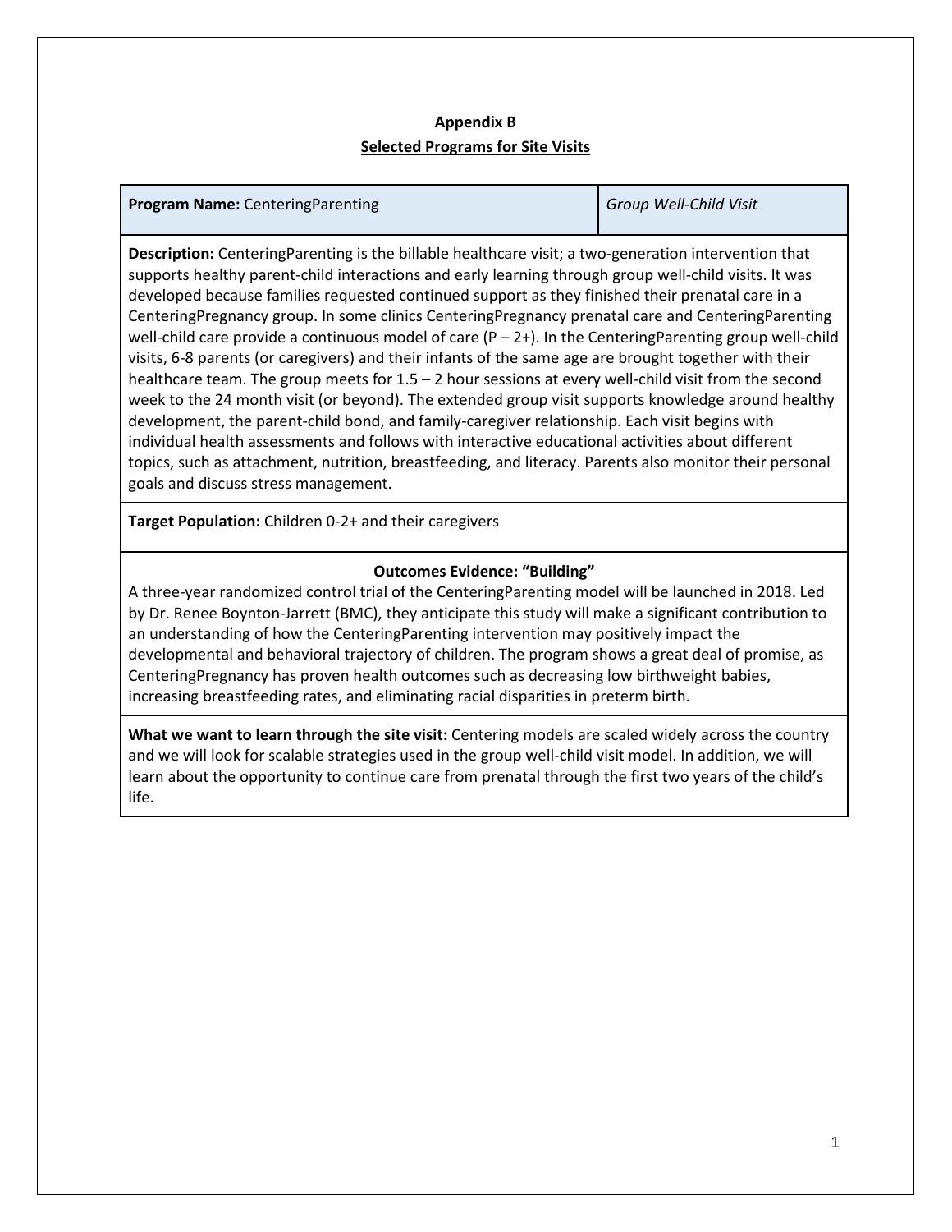## Appendix B

## Selected Programs for Site Visits

| **Program Name:** CenteringParenting | *Group Well-Child Visit* |
|---|---|

**Description:** CenteringParenting is the billable healthcare visit; a two-generation intervention that supports healthy parent-child interactions and early learning through group well-child visits. It was developed because families requested continued support as they finished their prenatal care in a CenteringPregnancy group. In some clinics CenteringPregnancy prenatal care and CenteringParenting well-child care provide a continuous model of care (P – 2+). In the CenteringParenting group well-child visits, 6-8 parents (or caregivers) and their infants of the same age are brought together with their healthcare team. The group meets for 1.5 – 2 hour sessions at every well-child visit from the second week to the 24 month visit (or beyond). The extended group visit supports knowledge around healthy development, the parent-child bond, and family-caregiver relationship. Each visit begins with individual health assessments and follows with interactive educational activities about different topics, such as attachment, nutrition, breastfeeding, and literacy. Parents also monitor their personal goals and discuss stress management.

**Target Population:** Children 0-2+ and their caregivers

**Outcomes Evidence: "Building"**

A three-year randomized control trial of the CenteringParenting model will be launched in 2018. Led by Dr. Renee Boynton-Jarrett (BMC), they anticipate this study will make a significant contribution to an understanding of how the CenteringParenting intervention may positively impact the developmental and behavioral trajectory of children. The program shows a great deal of promise, as CenteringPregnancy has proven health outcomes such as decreasing low birthweight babies, increasing breastfeeding rates, and eliminating racial disparities in preterm birth.

**What we want to learn through the site visit:** Centering models are scaled widely across the country and we will look for scalable strategies used in the group well-child visit model. In addition, we will learn about the opportunity to continue care from prenatal through the first two years of the child's life.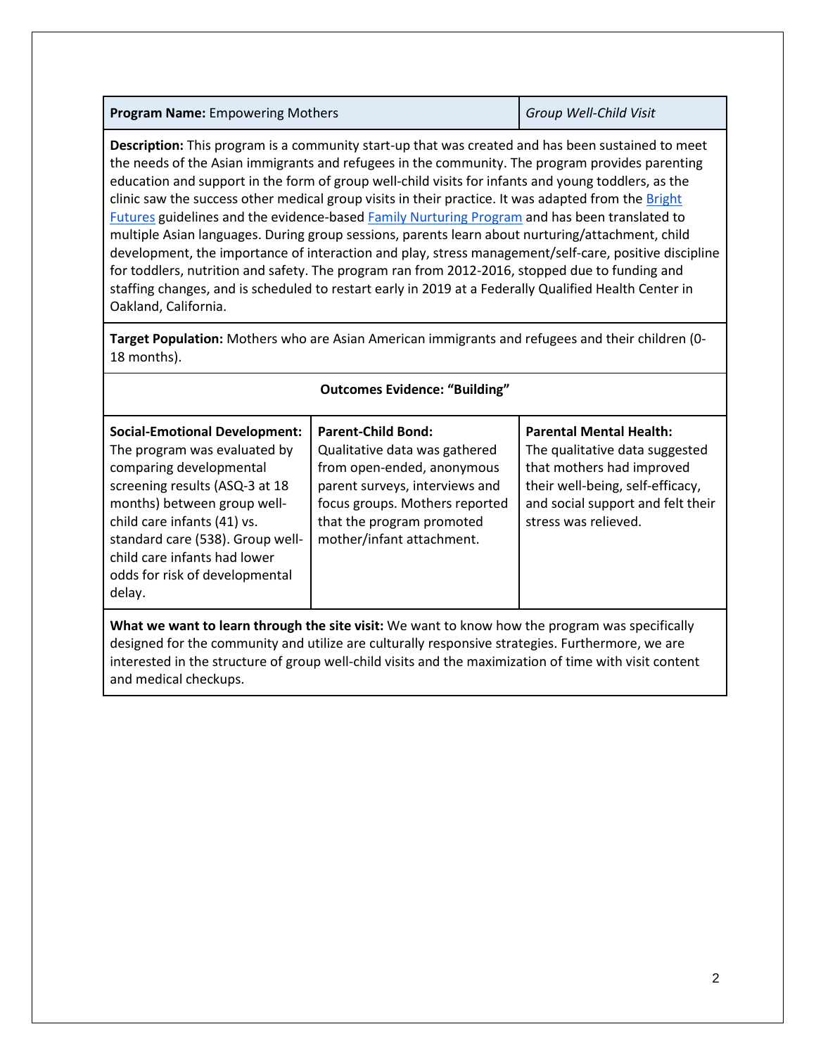| **Program Name:** Empowering Mothers | *Group Well-Child Visit* |
|---|---|

**Description:** This program is a community start-up that was created and has been sustained to meet the needs of the Asian immigrants and refugees in the community. The program provides parenting education and support in the form of group well-child visits for infants and young toddlers, as the clinic saw the success other medical group visits in their practice. It was adapted from the Bright Futures guidelines and the evidence-based Family Nurturing Program and has been translated to multiple Asian languages. During group sessions, parents learn about nurturing/attachment, child development, the importance of interaction and play, stress management/self-care, positive discipline for toddlers, nutrition and safety. The program ran from 2012-2016, stopped due to funding and staffing changes, and is scheduled to restart early in 2019 at a Federally Qualified Health Center in Oakland, California.

**Target Population:** Mothers who are Asian American immigrants and refugees and their children (0-18 months).

**Outcomes Evidence: "Building"**

| **Social-Emotional Development:** | **Parent-Child Bond:** | **Parental Mental Health:** |
|---|---|---|
| The program was evaluated by comparing developmental screening results (ASQ-3 at 18 months) between group well-child care infants (41) vs. standard care (538). Group well-child care infants had lower odds for risk of developmental delay. | Qualitative data was gathered from open-ended, anonymous parent surveys, interviews and focus groups. Mothers reported that the program promoted mother/infant attachment. | The qualitative data suggested that mothers had improved their well-being, self-efficacy, and social support and felt their stress was relieved. |

**What we want to learn through the site visit:** We want to know how the program was specifically designed for the community and utilize are culturally responsive strategies. Furthermore, we are interested in the structure of group well-child visits and the maximization of time with visit content and medical checkups.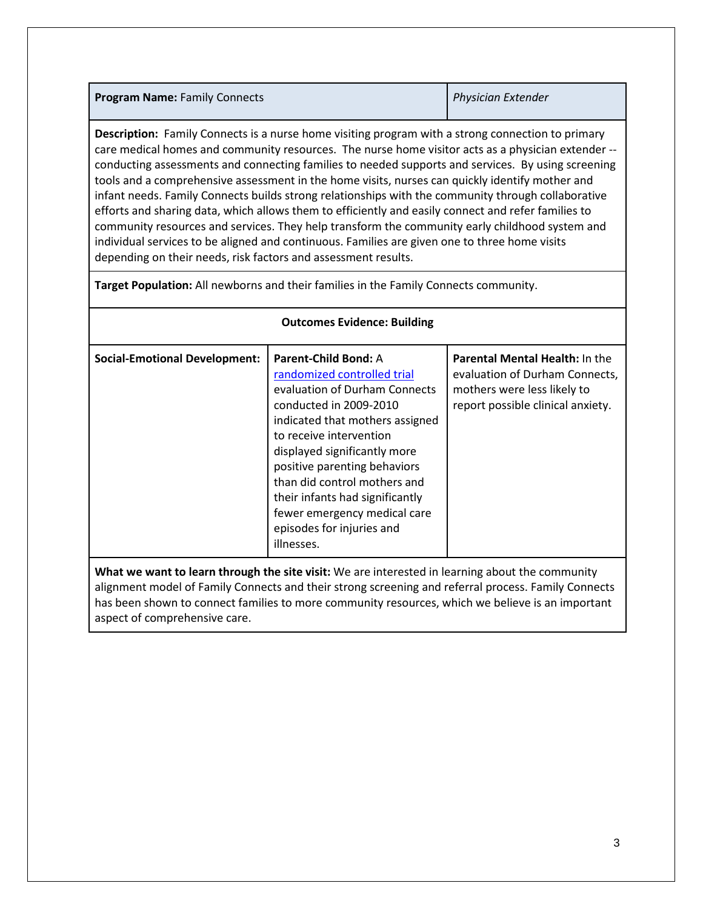| **Program Name:** Family Connects | | *Physician Extender* |
|---|---|---|
| **Description:** Family Connects is a nurse home visiting program with a strong connection to primary care medical homes and community resources. The nurse home visitor acts as a physician extender -- conducting assessments and connecting families to needed supports and services. By using screening tools and a comprehensive assessment in the home visits, nurses can quickly identify mother and infant needs. Family Connects builds strong relationships with the community through collaborative efforts and sharing data, which allows them to efficiently and easily connect and refer families to community resources and services. They help transform the community early childhood system and individual services to be aligned and continuous. Families are given one to three home visits depending on their needs, risk factors and assessment results. | | |
| **Target Population:** All newborns and their families in the Family Connects community. | | |
| **Outcomes Evidence: Building** | | |
| **Social-Emotional Development:** | **Parent-Child Bond:** A [randomized controlled trial] evaluation of Durham Connects conducted in 2009-2010 indicated that mothers assigned to receive intervention displayed significantly more positive parenting behaviors than did control mothers and their infants had significantly fewer emergency medical care episodes for injuries and illnesses. | **Parental Mental Health:** In the evaluation of Durham Connects, mothers were less likely to report possible clinical anxiety. |
| **What we want to learn through the site visit:** We are interested in learning about the community alignment model of Family Connects and their strong screening and referral process. Family Connects has been shown to connect families to more community resources, which we believe is an important aspect of comprehensive care. | | |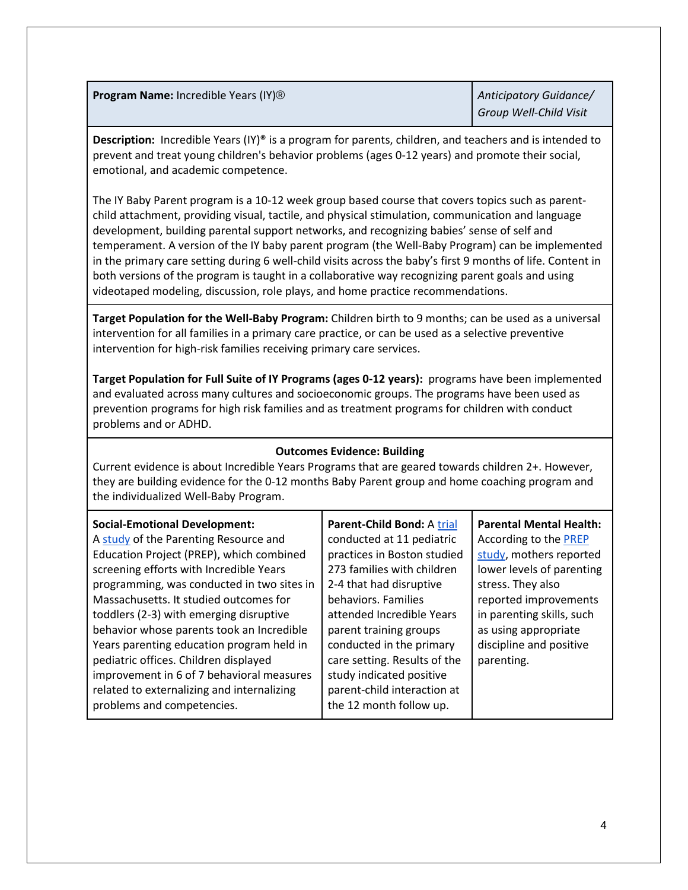| **Program Name:** Incredible Years (IY)® | | *Anticipatory Guidance/ Group Well-Child Visit* |
|---|---|---|

**Description:** Incredible Years (IY)® is a program for parents, children, and teachers and is intended to prevent and treat young children's behavior problems (ages 0-12 years) and promote their social, emotional, and academic competence.

The IY Baby Parent program is a 10-12 week group based course that covers topics such as parent-child attachment, providing visual, tactile, and physical stimulation, communication and language development, building parental support networks, and recognizing babies' sense of self and temperament. A version of the IY baby parent program (the Well-Baby Program) can be implemented in the primary care setting during 6 well-child visits across the baby's first 9 months of life. Content in both versions of the program is taught in a collaborative way recognizing parent goals and using videotaped modeling, discussion, role plays, and home practice recommendations.

**Target Population for the Well-Baby Program:** Children birth to 9 months; can be used as a universal intervention for all families in a primary care practice, or can be used as a selective preventive intervention for high-risk families receiving primary care services.

**Target Population for Full Suite of IY Programs (ages 0-12 years):** programs have been implemented and evaluated across many cultures and socioeconomic groups. The programs have been used as prevention programs for high risk families and as treatment programs for children with conduct problems and or ADHD.

**Outcomes Evidence: Building**

Current evidence is about Incredible Years Programs that are geared towards children 2+. However, they are building evidence for the 0-12 months Baby Parent group and home coaching program and the individualized Well-Baby Program.

| **Social-Emotional Development:** | **Parent-Child Bond:** | **Parental Mental Health:** |
|---|---|---|
| A study of the Parenting Resource and Education Project (PREP), which combined screening efforts with Incredible Years programming, was conducted in two sites in Massachusetts. It studied outcomes for toddlers (2-3) with emerging disruptive behavior whose parents took an Incredible Years parenting education program held in pediatric offices. Children displayed improvement in 6 of 7 behavioral measures related to externalizing and internalizing problems and competencies. | A trial conducted at 11 pediatric practices in Boston studied 273 families with children 2-4 that had disruptive behaviors. Families attended Incredible Years parent training groups conducted in the primary care setting. Results of the study indicated positive parent-child interaction at the 12 month follow up. | According to the PREP study, mothers reported lower levels of parenting stress. They also reported improvements in parenting skills, such as using appropriate discipline and positive parenting. |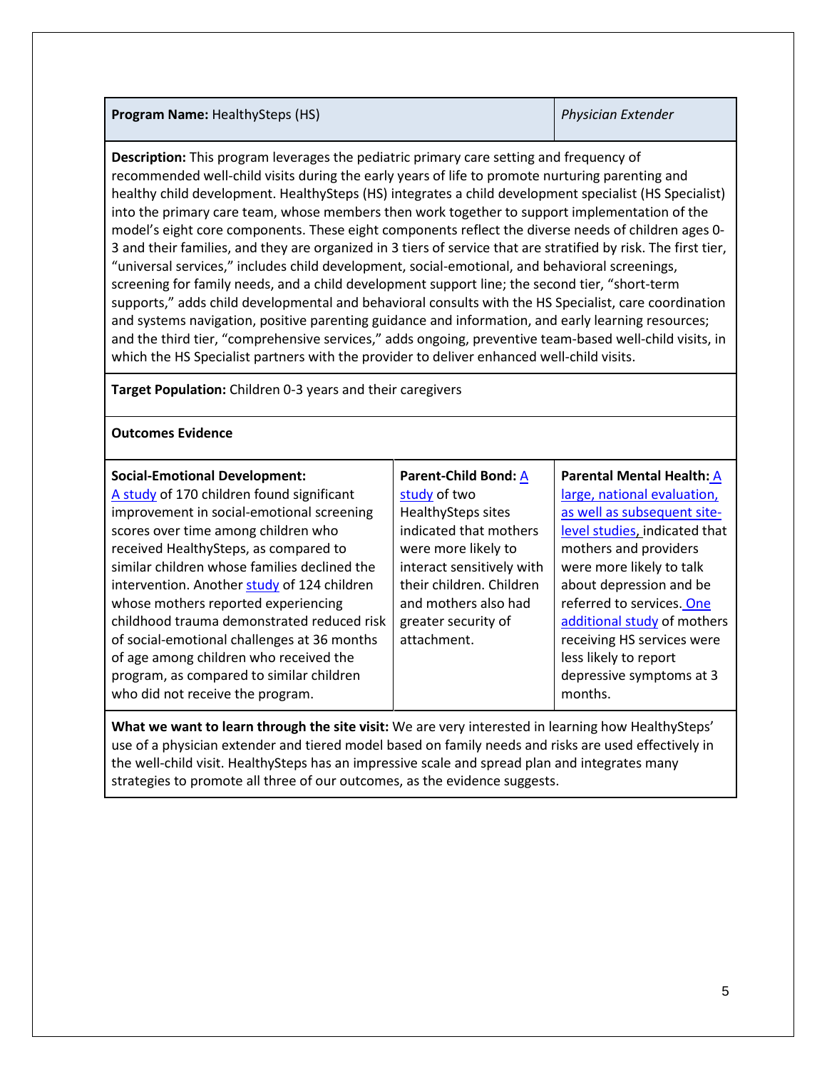| **Program Name:** HealthySteps (HS) | | *Physician Extender* |
|---|---|---|
| **Description:** This program leverages the pediatric primary care setting and frequency of recommended well-child visits during the early years of life to promote nurturing parenting and healthy child development. HealthySteps (HS) integrates a child development specialist (HS Specialist) into the primary care team, whose members then work together to support implementation of the model's eight core components. These eight components reflect the diverse needs of children ages 0-3 and their families, and they are organized in 3 tiers of service that are stratified by risk. The first tier, "universal services," includes child development, social-emotional, and behavioral screenings, screening for family needs, and a child development support line; the second tier, "short-term supports," adds child developmental and behavioral consults with the HS Specialist, care coordination and systems navigation, positive parenting guidance and information, and early learning resources; and the third tier, "comprehensive services," adds ongoing, preventive team-based well-child visits, in which the HS Specialist partners with the provider to deliver enhanced well-child visits. | | |
| **Target Population:** Children 0-3 years and their caregivers | | |
| **Outcomes Evidence** | | |
| **Social-Emotional Development:** A study of 170 children found significant improvement in social-emotional screening scores over time among children who received HealthySteps, as compared to similar children whose families declined the intervention. Another study of 124 children whose mothers reported experiencing childhood trauma demonstrated reduced risk of social-emotional challenges at 36 months of age among children who received the program, as compared to similar children who did not receive the program. | **Parent-Child Bond:** A study of two HealthySteps sites indicated that mothers were more likely to interact sensitively with their children. Children and mothers also had greater security of attachment. | **Parental Mental Health:** A large, national evaluation, as well as subsequent site-level studies, indicated that mothers and providers were more likely to talk about depression and be referred to services. One additional study of mothers receiving HS services were less likely to report depressive symptoms at 3 months. |
| **What we want to learn through the site visit:** We are very interested in learning how HealthySteps' use of a physician extender and tiered model based on family needs and risks are used effectively in the well-child visit. HealthySteps has an impressive scale and spread plan and integrates many strategies to promote all three of our outcomes, as the evidence suggests. | | |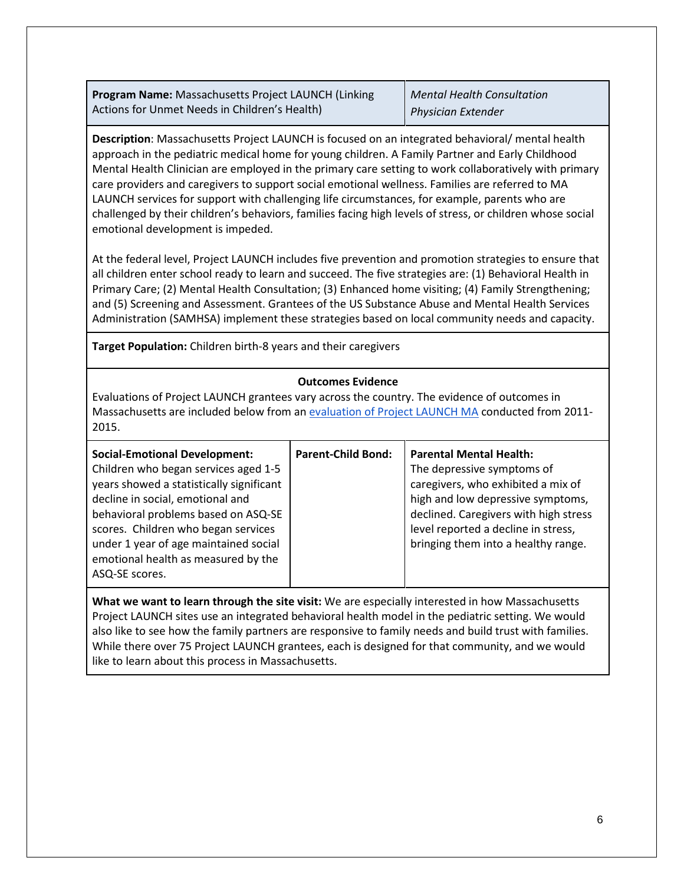| **Program Name:** Massachusetts Project LAUNCH (Linking Actions for Unmet Needs in Children's Health) | *Mental Health Consultation* *Physician Extender* |
|---|---|

**Description**: Massachusetts Project LAUNCH is focused on an integrated behavioral/ mental health approach in the pediatric medical home for young children. A Family Partner and Early Childhood Mental Health Clinician are employed in the primary care setting to work collaboratively with primary care providers and caregivers to support social emotional wellness. Families are referred to MA LAUNCH services for support with challenging life circumstances, for example, parents who are challenged by their children's behaviors, families facing high levels of stress, or children whose social emotional development is impeded.

At the federal level, Project LAUNCH includes five prevention and promotion strategies to ensure that all children enter school ready to learn and succeed. The five strategies are: (1) Behavioral Health in Primary Care; (2) Mental Health Consultation; (3) Enhanced home visiting; (4) Family Strengthening; and (5) Screening and Assessment. Grantees of the US Substance Abuse and Mental Health Services Administration (SAMHSA) implement these strategies based on local community needs and capacity.

**Target Population:** Children birth-8 years and their caregivers

**Outcomes Evidence**

Evaluations of Project LAUNCH grantees vary across the country. The evidence of outcomes in Massachusetts are included below from an evaluation of Project LAUNCH MA conducted from 2011-2015.

| **Social-Emotional Development:** | **Parent-Child Bond:** | **Parental Mental Health:** |
|---|---|---|
| Children who began services aged 1-5 years showed a statistically significant decline in social, emotional and behavioral problems based on ASQ-SE scores. Children who began services under 1 year of age maintained social emotional health as measured by the ASQ-SE scores. | | The depressive symptoms of caregivers, who exhibited a mix of high and low depressive symptoms, declined. Caregivers with high stress level reported a decline in stress, bringing them into a healthy range. |

**What we want to learn through the site visit:** We are especially interested in how Massachusetts Project LAUNCH sites use an integrated behavioral health model in the pediatric setting. We would also like to see how the family partners are responsive to family needs and build trust with families. While there over 75 Project LAUNCH grantees, each is designed for that community, and we would like to learn about this process in Massachusetts.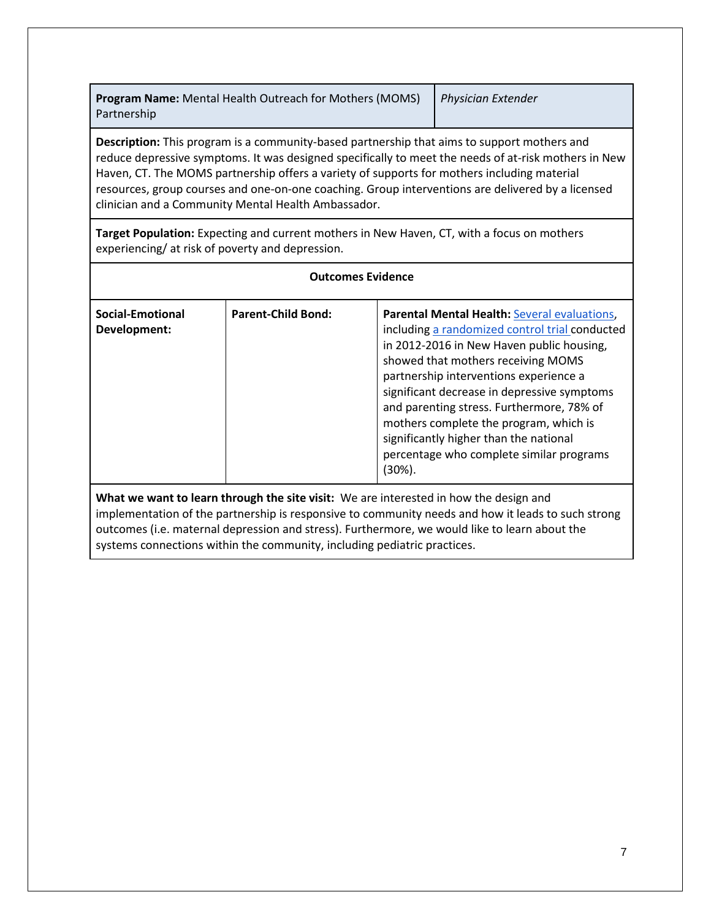| **Program Name:** Mental Health Outreach for Mothers (MOMS) Partnership | | *Physician Extender* |
|---|---|---|
| **Description:** This program is a community-based partnership that aims to support mothers and reduce depressive symptoms. It was designed specifically to meet the needs of at-risk mothers in New Haven, CT. The MOMS partnership offers a variety of supports for mothers including material resources, group courses and one-on-one coaching. Group interventions are delivered by a licensed clinician and a Community Mental Health Ambassador. | | |
| **Target Population:** Expecting and current mothers in New Haven, CT, with a focus on mothers experiencing/ at risk of poverty and depression. | | |
| **Outcomes Evidence** | | |
| **Social-Emotional Development:** | **Parent-Child Bond:** | **Parental Mental Health:** Several evaluations, including a randomized control trial conducted in 2012-2016 in New Haven public housing, showed that mothers receiving MOMS partnership interventions experience a significant decrease in depressive symptoms and parenting stress. Furthermore, 78% of mothers complete the program, which is significantly higher than the national percentage who complete similar programs (30%). |
| **What we want to learn through the site visit:** We are interested in how the design and implementation of the partnership is responsive to community needs and how it leads to such strong outcomes (i.e. maternal depression and stress). Furthermore, we would like to learn about the systems connections within the community, including pediatric practices. | | |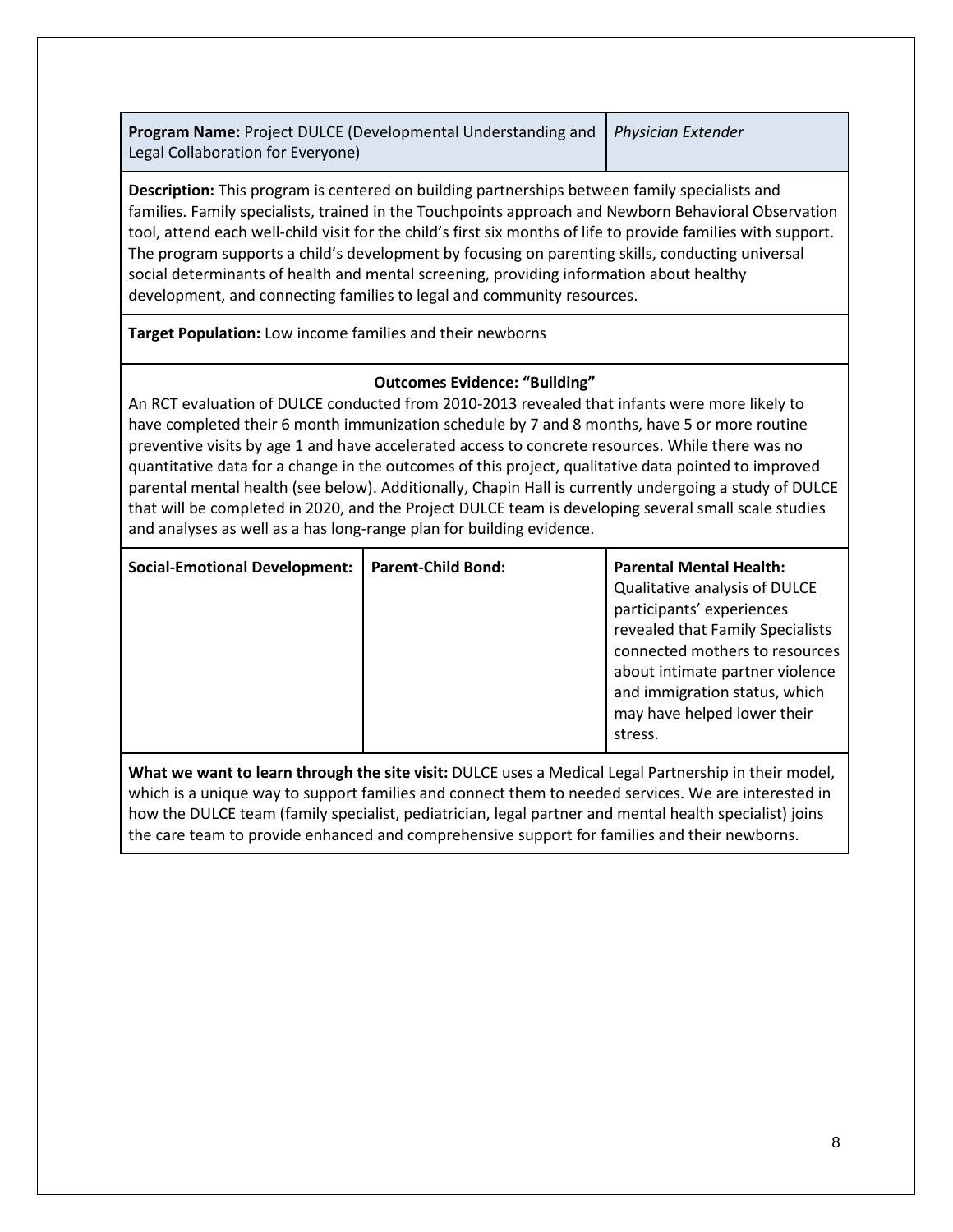| **Program Name:** Project DULCE (Developmental Understanding and Legal Collaboration for Everyone) | | *Physician Extender* |
| --- | --- | --- |
| **Description:** This program is centered on building partnerships between family specialists and families. Family specialists, trained in the Touchpoints approach and Newborn Behavioral Observation tool, attend each well-child visit for the child's first six months of life to provide families with support. The program supports a child's development by focusing on parenting skills, conducting universal social determinants of health and mental screening, providing information about healthy development, and connecting families to legal and community resources. | | |
| **Target Population:** Low income families and their newborns | | |
| **Outcomes Evidence: "Building"** An RCT evaluation of DULCE conducted from 2010-2013 revealed that infants were more likely to have completed their 6 month immunization schedule by 7 and 8 months, have 5 or more routine preventive visits by age 1 and have accelerated access to concrete resources. While there was no quantitative data for a change in the outcomes of this project, qualitative data pointed to improved parental mental health (see below). Additionally, Chapin Hall is currently undergoing a study of DULCE that will be completed in 2020, and the Project DULCE team is developing several small scale studies and analyses as well as a has long-range plan for building evidence. | | |
| **Social-Emotional Development:** | **Parent-Child Bond:** | **Parental Mental Health:** Qualitative analysis of DULCE participants' experiences revealed that Family Specialists connected mothers to resources about intimate partner violence and immigration status, which may have helped lower their stress. |
| **What we want to learn through the site visit:** DULCE uses a Medical Legal Partnership in their model, which is a unique way to support families and connect them to needed services. We are interested in how the DULCE team (family specialist, pediatrician, legal partner and mental health specialist) joins the care team to provide enhanced and comprehensive support for families and their newborns. | | |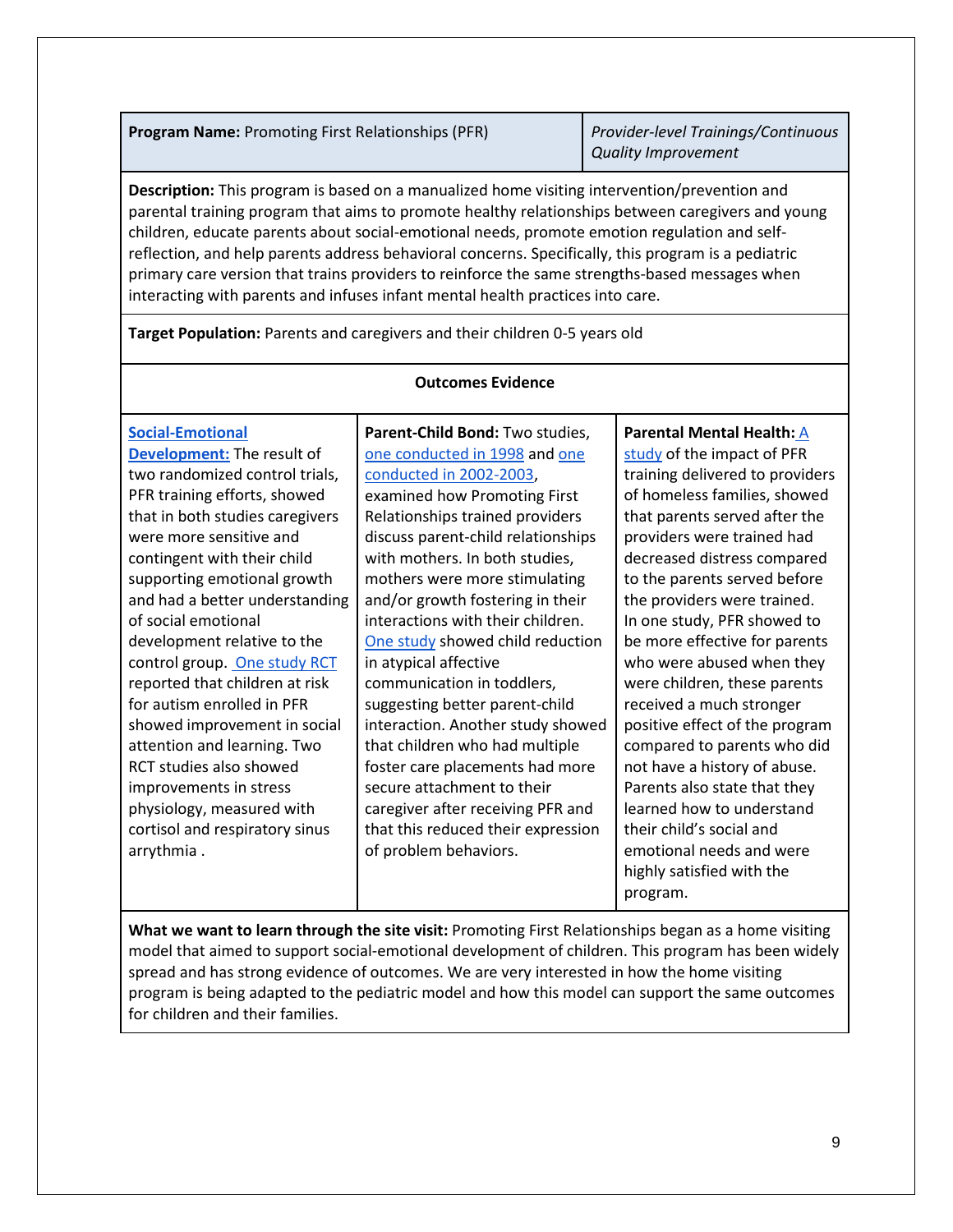| **Program Name:** Promoting First Relationships (PFR) | | *Provider-level Trainings/Continuous Quality Improvement* |
|---|---|---|
| **Description:** This program is based on a manualized home visiting intervention/prevention and parental training program that aims to promote healthy relationships between caregivers and young children, educate parents about social-emotional needs, promote emotion regulation and self-reflection, and help parents address behavioral concerns. Specifically, this program is a pediatric primary care version that trains providers to reinforce the same strengths-based messages when interacting with parents and infuses infant mental health practices into care. | | |
| **Target Population:** Parents and caregivers and their children 0-5 years old | | |
| **Outcomes Evidence** | | |
| **Social-Emotional Development:** The result of two randomized control trials, PFR training efforts, showed that in both studies caregivers were more sensitive and contingent with their child supporting emotional growth and had a better understanding of social emotional development relative to the control group. One study RCT reported that children at risk for autism enrolled in PFR showed improvement in social attention and learning. Two RCT studies also showed improvements in stress physiology, measured with cortisol and respiratory sinus arrythmia . | **Parent-Child Bond:** Two studies, one conducted in 1998 and one conducted in 2002-2003, examined how Promoting First Relationships trained providers discuss parent-child relationships with mothers. In both studies, mothers were more stimulating and/or growth fostering in their interactions with their children. One study showed child reduction in atypical affective communication in toddlers, suggesting better parent-child interaction. Another study showed that children who had multiple foster care placements had more secure attachment to their caregiver after receiving PFR and that this reduced their expression of problem behaviors. | **Parental Mental Health:** A study of the impact of PFR training delivered to providers of homeless families, showed that parents served after the providers were trained had decreased distress compared to the parents served before the providers were trained. In one study, PFR showed to be more effective for parents who were abused when they were children, these parents received a much stronger positive effect of the program compared to parents who did not have a history of abuse. Parents also state that they learned how to understand their child's social and emotional needs and were highly satisfied with the program. |
| **What we want to learn through the site visit:** Promoting First Relationships began as a home visiting model that aimed to support social-emotional development of children. This program has been widely spread and has strong evidence of outcomes. We are very interested in how the home visiting program is being adapted to the pediatric model and how this model can support the same outcomes for children and their families. | | |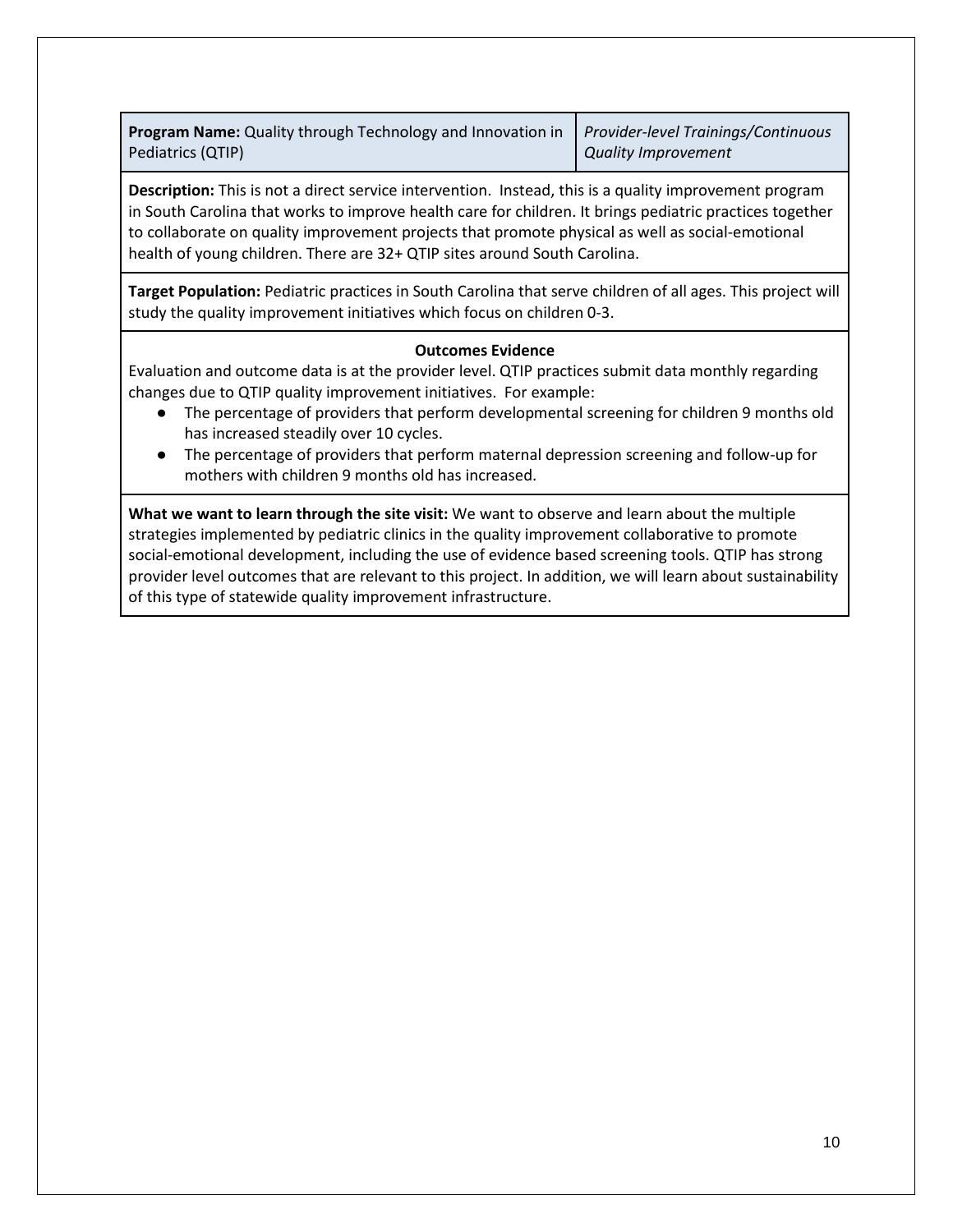| **Program Name:** Quality through Technology and Innovation in Pediatrics (QTIP) | *Provider-level Trainings/Continuous Quality Improvement* |
|---|---|

**Description:** This is not a direct service intervention. Instead, this is a quality improvement program in South Carolina that works to improve health care for children. It brings pediatric practices together to collaborate on quality improvement projects that promote physical as well as social-emotional health of young children. There are 32+ QTIP sites around South Carolina.

**Target Population:** Pediatric practices in South Carolina that serve children of all ages. This project will study the quality improvement initiatives which focus on children 0-3.

**Outcomes Evidence**

Evaluation and outcome data is at the provider level. QTIP practices submit data monthly regarding changes due to QTIP quality improvement initiatives. For example:

- The percentage of providers that perform developmental screening for children 9 months old has increased steadily over 10 cycles.
- The percentage of providers that perform maternal depression screening and follow-up for mothers with children 9 months old has increased.

**What we want to learn through the site visit:** We want to observe and learn about the multiple strategies implemented by pediatric clinics in the quality improvement collaborative to promote social-emotional development, including the use of evidence based screening tools. QTIP has strong provider level outcomes that are relevant to this project. In addition, we will learn about sustainability of this type of statewide quality improvement infrastructure.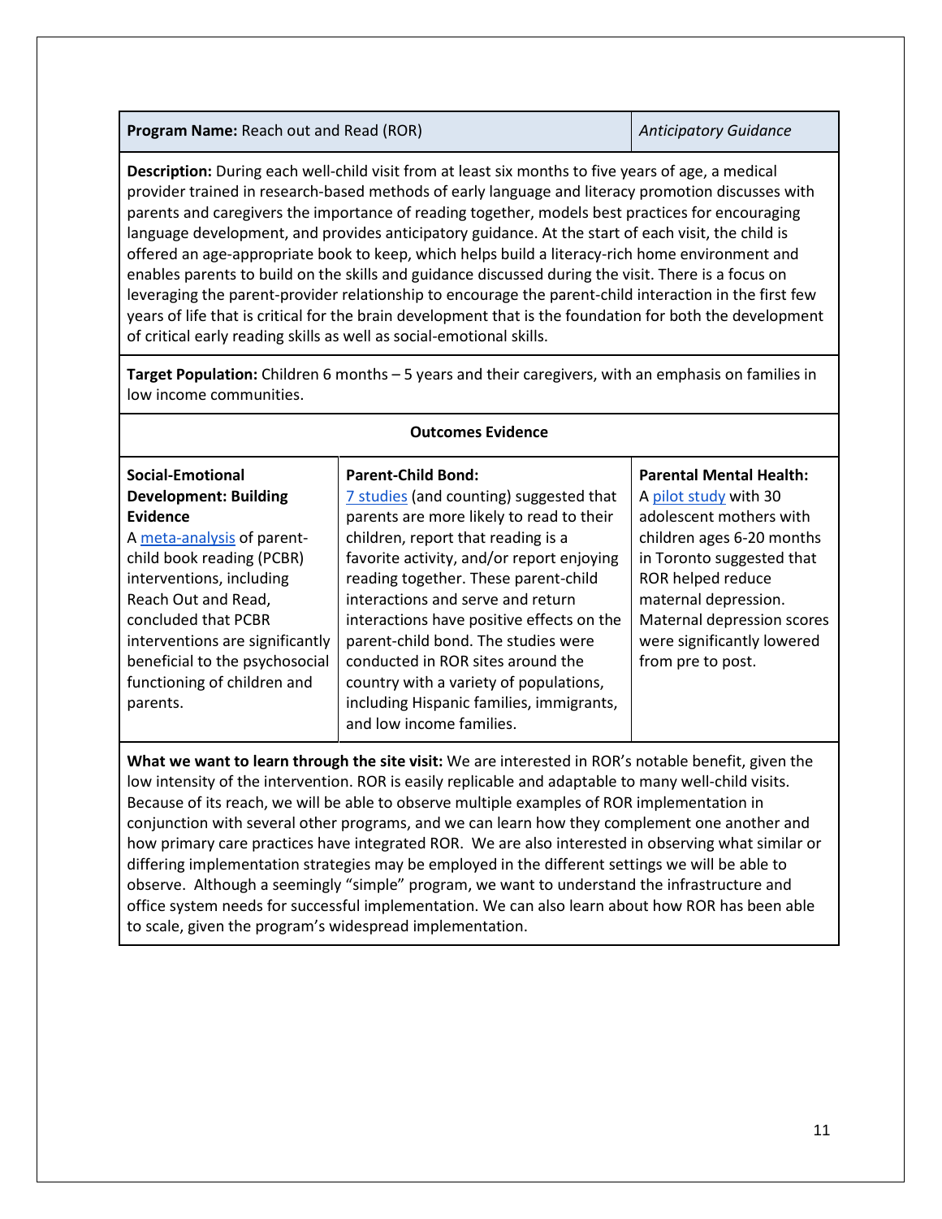| **Program Name:** Reach out and Read (ROR) | | *Anticipatory Guidance* |
|---|---|---|
| **Description:** During each well-child visit from at least six months to five years of age, a medical provider trained in research-based methods of early language and literacy promotion discusses with parents and caregivers the importance of reading together, models best practices for encouraging language development, and provides anticipatory guidance. At the start of each visit, the child is offered an age-appropriate book to keep, which helps build a literacy-rich home environment and enables parents to build on the skills and guidance discussed during the visit. There is a focus on leveraging the parent-provider relationship to encourage the parent-child interaction in the first few years of life that is critical for the brain development that is the foundation for both the development of critical early reading skills as well as social-emotional skills. | | |
| **Target Population:** Children 6 months – 5 years and their caregivers, with an emphasis on families in low income communities. | | |
| **Outcomes Evidence** | | |
| **Social-Emotional Development: Building Evidence** A meta-analysis of parent-child book reading (PCBR) interventions, including Reach Out and Read, concluded that PCBR interventions are significantly beneficial to the psychosocial functioning of children and parents. | **Parent-Child Bond:** 7 studies (and counting) suggested that parents are more likely to read to their children, report that reading is a favorite activity, and/or report enjoying reading together. These parent-child interactions and serve and return interactions have positive effects on the parent-child bond. The studies were conducted in ROR sites around the country with a variety of populations, including Hispanic families, immigrants, and low income families. | **Parental Mental Health:** A pilot study with 30 adolescent mothers with children ages 6-20 months in Toronto suggested that ROR helped reduce maternal depression. Maternal depression scores were significantly lowered from pre to post. |
| **What we want to learn through the site visit:** We are interested in ROR's notable benefit, given the low intensity of the intervention. ROR is easily replicable and adaptable to many well-child visits. Because of its reach, we will be able to observe multiple examples of ROR implementation in conjunction with several other programs, and we can learn how they complement one another and how primary care practices have integrated ROR. We are also interested in observing what similar or differing implementation strategies may be employed in the different settings we will be able to observe. Although a seemingly "simple" program, we want to understand the infrastructure and office system needs for successful implementation. We can also learn about how ROR has been able to scale, given the program's widespread implementation. | | |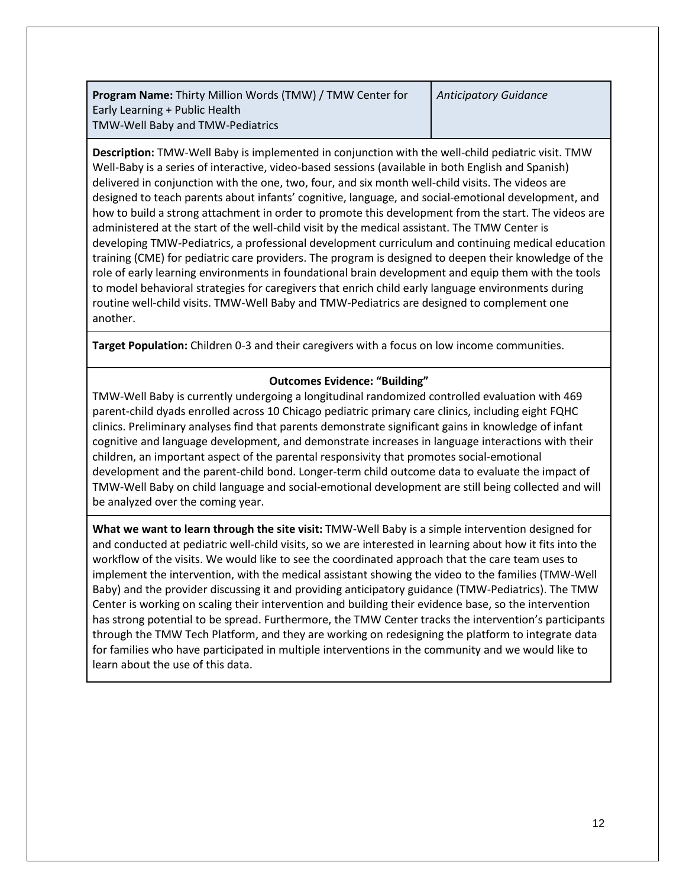| **Program Name:** Thirty Million Words (TMW) / TMW Center for Early Learning + Public Health<br>TMW-Well Baby and TMW-Pediatrics | *Anticipatory Guidance* |
|---|---|

**Description:** TMW-Well Baby is implemented in conjunction with the well-child pediatric visit. TMW Well-Baby is a series of interactive, video-based sessions (available in both English and Spanish) delivered in conjunction with the one, two, four, and six month well-child visits. The videos are designed to teach parents about infants' cognitive, language, and social-emotional development, and how to build a strong attachment in order to promote this development from the start. The videos are administered at the start of the well-child visit by the medical assistant. The TMW Center is developing TMW-Pediatrics, a professional development curriculum and continuing medical education training (CME) for pediatric care providers. The program is designed to deepen their knowledge of the role of early learning environments in foundational brain development and equip them with the tools to model behavioral strategies for caregivers that enrich child early language environments during routine well-child visits. TMW-Well Baby and TMW-Pediatrics are designed to complement one another.

**Target Population:** Children 0-3 and their caregivers with a focus on low income communities.

**Outcomes Evidence: "Building"**

TMW-Well Baby is currently undergoing a longitudinal randomized controlled evaluation with 469 parent-child dyads enrolled across 10 Chicago pediatric primary care clinics, including eight FQHC clinics. Preliminary analyses find that parents demonstrate significant gains in knowledge of infant cognitive and language development, and demonstrate increases in language interactions with their children, an important aspect of the parental responsivity that promotes social-emotional development and the parent-child bond. Longer-term child outcome data to evaluate the impact of TMW-Well Baby on child language and social-emotional development are still being collected and will be analyzed over the coming year.

**What we want to learn through the site visit:** TMW-Well Baby is a simple intervention designed for and conducted at pediatric well-child visits, so we are interested in learning about how it fits into the workflow of the visits. We would like to see the coordinated approach that the care team uses to implement the intervention, with the medical assistant showing the video to the families (TMW-Well Baby) and the provider discussing it and providing anticipatory guidance (TMW-Pediatrics). The TMW Center is working on scaling their intervention and building their evidence base, so the intervention has strong potential to be spread. Furthermore, the TMW Center tracks the intervention's participants through the TMW Tech Platform, and they are working on redesigning the platform to integrate data for families who have participated in multiple interventions in the community and we would like to learn about the use of this data.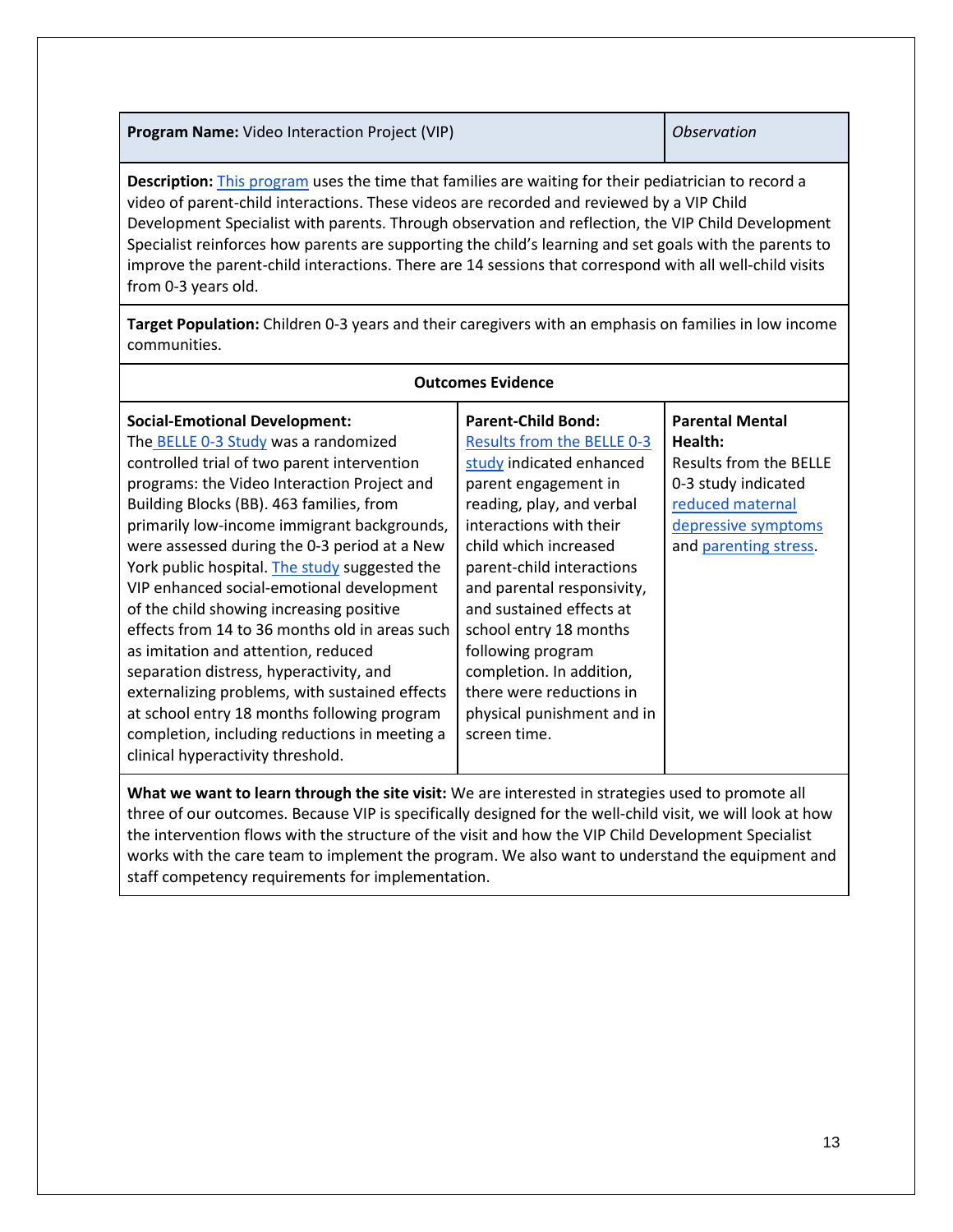| **Program Name:** Video Interaction Project (VIP) | | *Observation* |
|---|---|---|
| **Description:** This program uses the time that families are waiting for their pediatrician to record a video of parent-child interactions. These videos are recorded and reviewed by a VIP Child Development Specialist with parents. Through observation and reflection, the VIP Child Development Specialist reinforces how parents are supporting the child's learning and set goals with the parents to improve the parent-child interactions. There are 14 sessions that correspond with all well-child visits from 0-3 years old. | | |
| **Target Population:** Children 0-3 years and their caregivers with an emphasis on families in low income communities. | | |
| **Outcomes Evidence** | | |
| **Social-Emotional Development:** The BELLE 0-3 Study was a randomized controlled trial of two parent intervention programs: the Video Interaction Project and Building Blocks (BB). 463 families, from primarily low-income immigrant backgrounds, were assessed during the 0-3 period at a New York public hospital. The study suggested the VIP enhanced social-emotional development of the child showing increasing positive effects from 14 to 36 months old in areas such as imitation and attention, reduced separation distress, hyperactivity, and externalizing problems, with sustained effects at school entry 18 months following program completion, including reductions in meeting a clinical hyperactivity threshold. | **Parent-Child Bond:** Results from the BELLE 0-3 study indicated enhanced parent engagement in reading, play, and verbal interactions with their child which increased parent-child interactions and parental responsivity, and sustained effects at school entry 18 months following program completion. In addition, there were reductions in physical punishment and in screen time. | **Parental Mental Health:** Results from the BELLE 0-3 study indicated reduced maternal depressive symptoms and parenting stress. |
| **What we want to learn through the site visit:** We are interested in strategies used to promote all three of our outcomes. Because VIP is specifically designed for the well-child visit, we will look at how the intervention flows with the structure of the visit and how the VIP Child Development Specialist works with the care team to implement the program. We also want to understand the equipment and staff competency requirements for implementation. | | |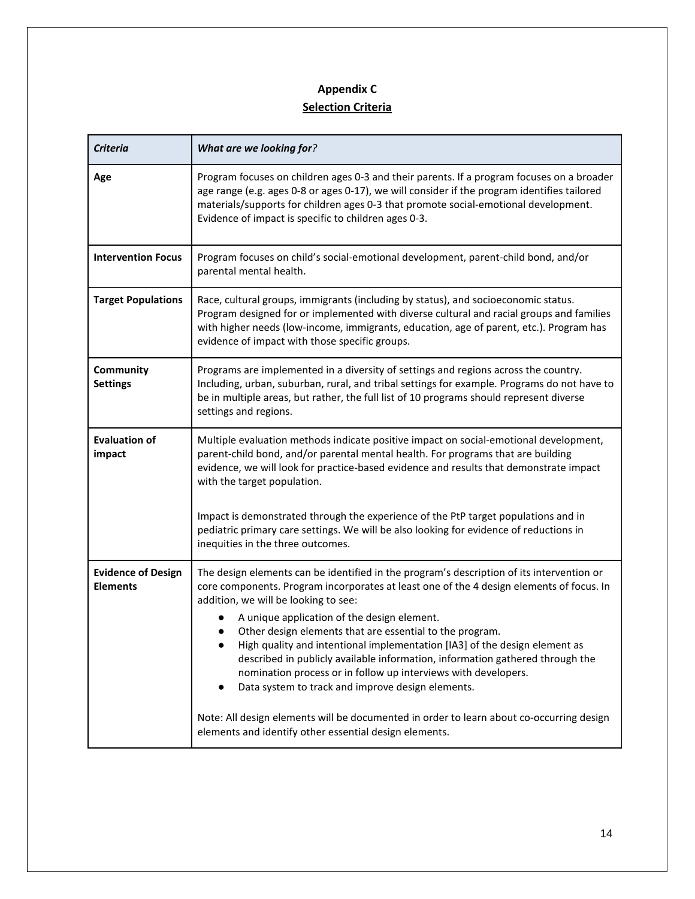# Appendix C

## Selection Criteria

| *Criteria* | *What are we looking for?* |
|---|---|
| **Age** | Program focuses on children ages 0-3 and their parents. If a program focuses on a broader age range (e.g. ages 0-8 or ages 0-17), we will consider if the program identifies tailored materials/supports for children ages 0-3 that promote social-emotional development. Evidence of impact is specific to children ages 0-3. |
| **Intervention Focus** | Program focuses on child's social-emotional development, parent-child bond, and/or parental mental health. |
| **Target Populations** | Race, cultural groups, immigrants (including by status), and socioeconomic status. Program designed for or implemented with diverse cultural and racial groups and families with higher needs (low-income, immigrants, education, age of parent, etc.). Program has evidence of impact with those specific groups. |
| **Community Settings** | Programs are implemented in a diversity of settings and regions across the country. Including, urban, suburban, rural, and tribal settings for example. Programs do not have to be in multiple areas, but rather, the full list of 10 programs should represent diverse settings and regions. |
| **Evaluation of impact** | Multiple evaluation methods indicate positive impact on social-emotional development, parent-child bond, and/or parental mental health. For programs that are building evidence, we will look for practice-based evidence and results that demonstrate impact with the target population.<br><br>Impact is demonstrated through the experience of the PtP target populations and in pediatric primary care settings. We will be also looking for evidence of reductions in inequities in the three outcomes. |
| **Evidence of Design Elements** | The design elements can be identified in the program's description of its intervention or core components. Program incorporates at least one of the 4 design elements of focus. In addition, we will be looking to see:<br>● A unique application of the design element.<br>● Other design elements that are essential to the program.<br>● High quality and intentional implementation [IA3] of the design element as described in publicly available information, information gathered through the nomination process or in follow up interviews with developers.<br>● Data system to track and improve design elements.<br><br>Note: All design elements will be documented in order to learn about co-occurring design elements and identify other essential design elements. |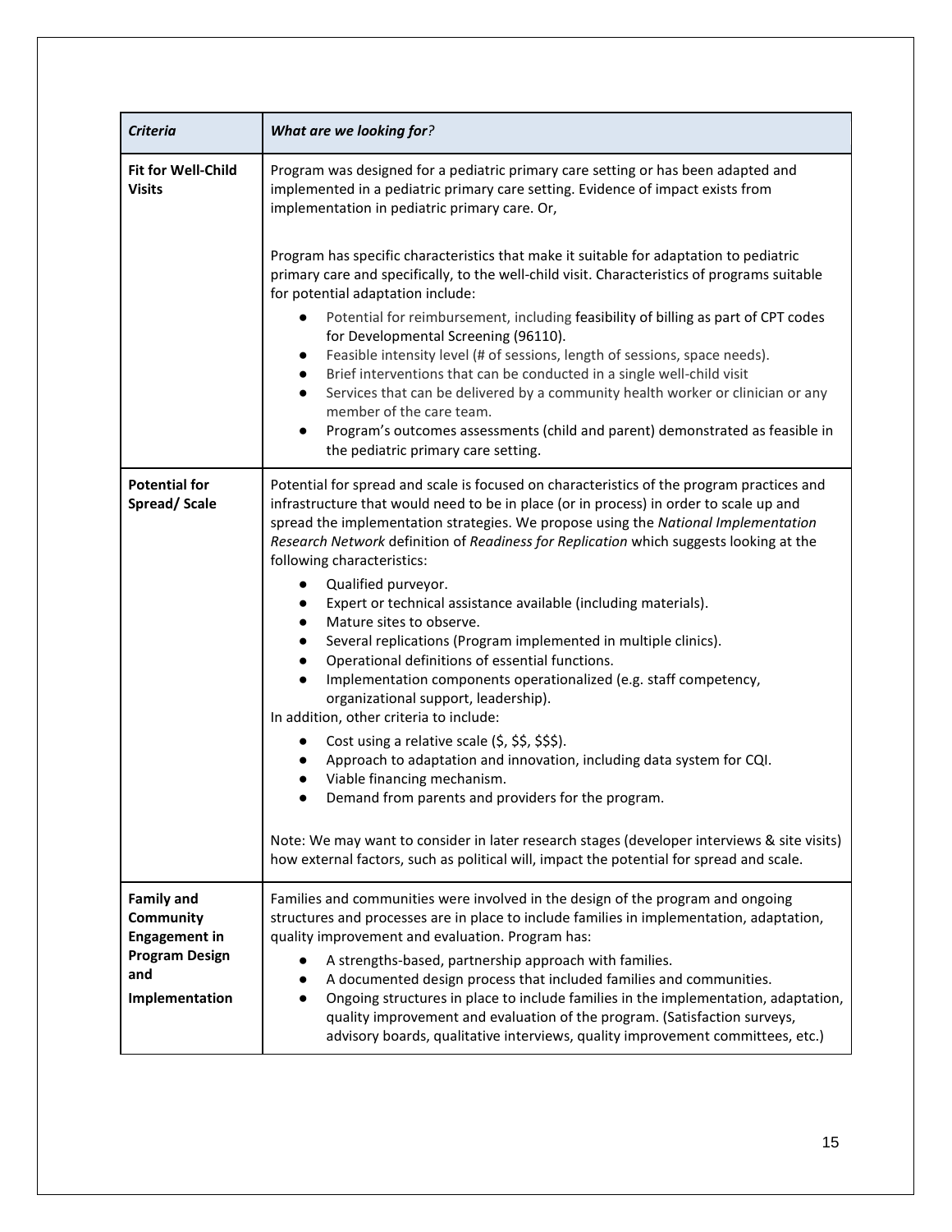| *Criteria* | ***What are we looking for**?* |
|---|---|
| **Fit for Well-Child Visits** | Program was designed for a pediatric primary care setting or has been adapted and implemented in a pediatric primary care setting. Evidence of impact exists from implementation in pediatric primary care. Or,<br><br>Program has specific characteristics that make it suitable for adaptation to pediatric primary care and specifically, to the well-child visit. Characteristics of programs suitable for potential adaptation include:<br>● Potential for reimbursement, including feasibility of billing as part of CPT codes for Developmental Screening (96110).<br>● Feasible intensity level (# of sessions, length of sessions, space needs).<br>● Brief interventions that can be conducted in a single well-child visit<br>● Services that can be delivered by a community health worker or clinician or any member of the care team.<br>● Program's outcomes assessments (child and parent) demonstrated as feasible in the pediatric primary care setting. |
| **Potential for Spread/ Scale** | Potential for spread and scale is focused on characteristics of the program practices and infrastructure that would need to be in place (or in process) in order to scale up and spread the implementation strategies. We propose using the *National Implementation Research Network* definition of *Readiness for Replication* which suggests looking at the following characteristics:<br>● Qualified purveyor.<br>● Expert or technical assistance available (including materials).<br>● Mature sites to observe.<br>● Several replications (Program implemented in multiple clinics).<br>● Operational definitions of essential functions.<br>● Implementation components operationalized (e.g. staff competency, organizational support, leadership).<br>In addition, other criteria to include:<br>● Cost using a relative scale ($, $$, $$$).<br>● Approach to adaptation and innovation, including data system for CQI.<br>● Viable financing mechanism.<br>● Demand from parents and providers for the program.<br><br>Note: We may want to consider in later research stages (developer interviews & site visits) how external factors, such as political will, impact the potential for spread and scale. |
| **Family and Community Engagement in Program Design and Implementation** | Families and communities were involved in the design of the program and ongoing structures and processes are in place to include families in implementation, adaptation, quality improvement and evaluation. Program has:<br>● A strengths-based, partnership approach with families.<br>● A documented design process that included families and communities.<br>● Ongoing structures in place to include families in the implementation, adaptation, quality improvement and evaluation of the program. (Satisfaction surveys, advisory boards, qualitative interviews, quality improvement committees, etc.) |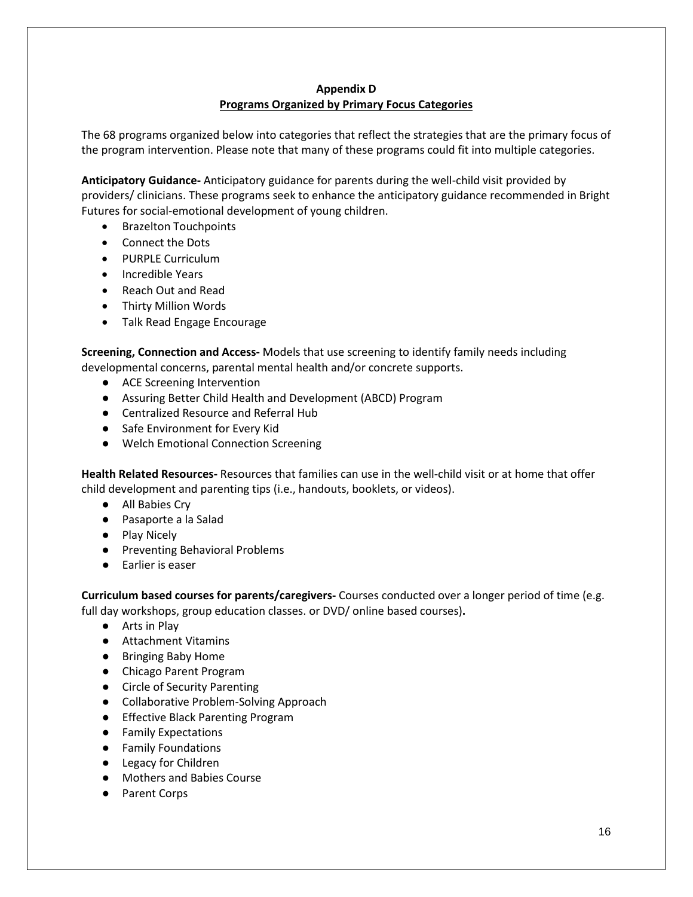## Appendix D
## Programs Organized by Primary Focus Categories

The 68 programs organized below into categories that reflect the strategies that are the primary focus of the program intervention. Please note that many of these programs could fit into multiple categories.

**Anticipatory Guidance-** Anticipatory guidance for parents during the well-child visit provided by providers/ clinicians. These programs seek to enhance the anticipatory guidance recommended in Bright Futures for social-emotional development of young children.

- Brazelton Touchpoints
- Connect the Dots
- PURPLE Curriculum
- Incredible Years
- Reach Out and Read
- Thirty Million Words
- Talk Read Engage Encourage

**Screening, Connection and Access-** Models that use screening to identify family needs including developmental concerns, parental mental health and/or concrete supports.

- ACE Screening Intervention
- Assuring Better Child Health and Development (ABCD) Program
- Centralized Resource and Referral Hub
- Safe Environment for Every Kid
- Welch Emotional Connection Screening

**Health Related Resources-** Resources that families can use in the well-child visit or at home that offer child development and parenting tips (i.e., handouts, booklets, or videos).

- All Babies Cry
- Pasaporte a la Salad
- Play Nicely
- Preventing Behavioral Problems
- Earlier is easer

**Curriculum based courses for parents/caregivers-** Courses conducted over a longer period of time (e.g. full day workshops, group education classes. or DVD/ online based courses)**.**

- Arts in Play
- Attachment Vitamins
- Bringing Baby Home
- Chicago Parent Program
- Circle of Security Parenting
- Collaborative Problem-Solving Approach
- Effective Black Parenting Program
- Family Expectations
- Family Foundations
- Legacy for Children
- Mothers and Babies Course
- Parent Corps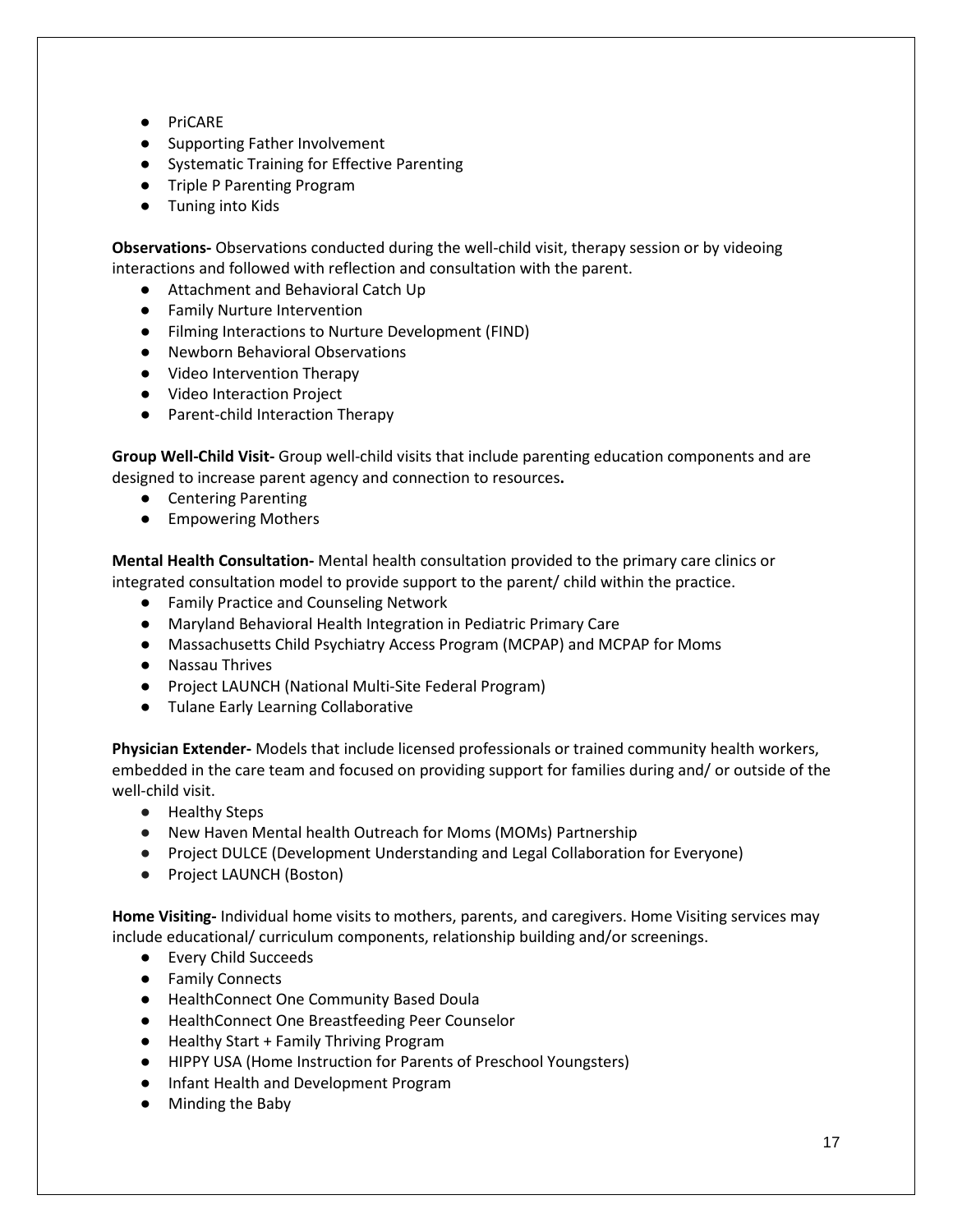- PriCARE
- Supporting Father Involvement
- Systematic Training for Effective Parenting
- Triple P Parenting Program
- Tuning into Kids

**Observations-** Observations conducted during the well-child visit, therapy session or by videoing interactions and followed with reflection and consultation with the parent.

- Attachment and Behavioral Catch Up
- Family Nurture Intervention
- Filming Interactions to Nurture Development (FIND)
- Newborn Behavioral Observations
- Video Intervention Therapy
- Video Interaction Project
- Parent-child Interaction Therapy

**Group Well-Child Visit-** Group well-child visits that include parenting education components and are designed to increase parent agency and connection to resources**.**

- Centering Parenting
- Empowering Mothers

**Mental Health Consultation-** Mental health consultation provided to the primary care clinics or integrated consultation model to provide support to the parent/ child within the practice.

- Family Practice and Counseling Network
- Maryland Behavioral Health Integration in Pediatric Primary Care
- Massachusetts Child Psychiatry Access Program (MCPAP) and MCPAP for Moms
- Nassau Thrives
- Project LAUNCH (National Multi-Site Federal Program)
- Tulane Early Learning Collaborative

**Physician Extender-** Models that include licensed professionals or trained community health workers, embedded in the care team and focused on providing support for families during and/ or outside of the well-child visit.

- Healthy Steps
- New Haven Mental health Outreach for Moms (MOMs) Partnership
- Project DULCE (Development Understanding and Legal Collaboration for Everyone)
- Project LAUNCH (Boston)

**Home Visiting-** Individual home visits to mothers, parents, and caregivers. Home Visiting services may include educational/ curriculum components, relationship building and/or screenings.

- Every Child Succeeds
- Family Connects
- HealthConnect One Community Based Doula
- HealthConnect One Breastfeeding Peer Counselor
- Healthy Start + Family Thriving Program
- HIPPY USA (Home Instruction for Parents of Preschool Youngsters)
- Infant Health and Development Program
- Minding the Baby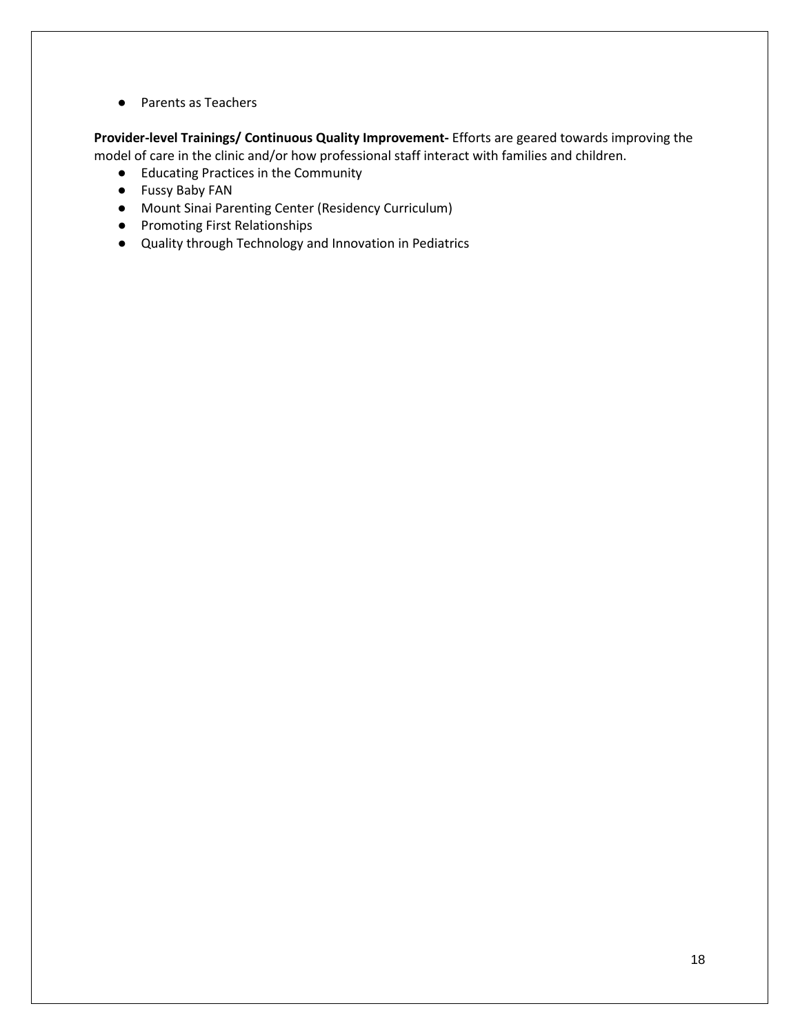- Parents as Teachers

**Provider-level Trainings/ Continuous Quality Improvement-** Efforts are geared towards improving the model of care in the clinic and/or how professional staff interact with families and children.

- Educating Practices in the Community
- Fussy Baby FAN
- Mount Sinai Parenting Center (Residency Curriculum)
- Promoting First Relationships
- Quality through Technology and Innovation in Pediatrics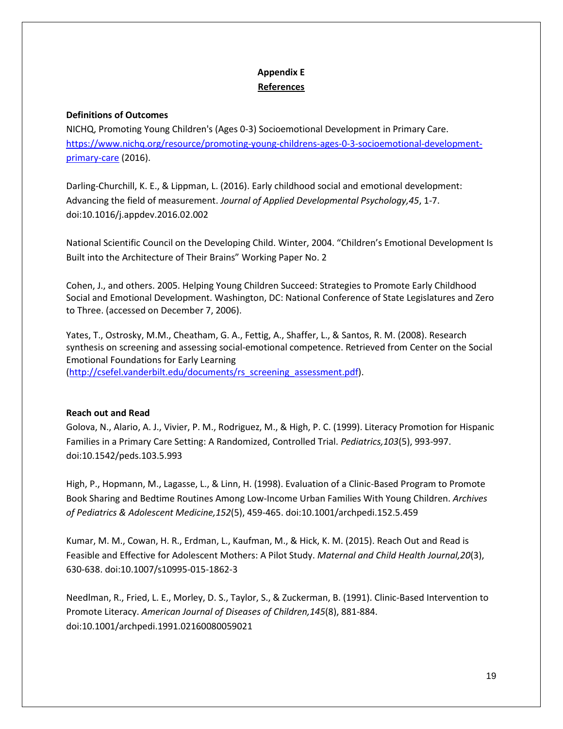# Appendix E

## References

**Definitions of Outcomes**

NICHQ, Promoting Young Children's (Ages 0-3) Socioemotional Development in Primary Care. [https://www.nichq.org/resource/promoting-young-childrens-ages-0-3-socioemotional-development-primary-care](https://www.nichq.org/resource/promoting-young-childrens-ages-0-3-socioemotional-development-primary-care) (2016).

Darling-Churchill, K. E., & Lippman, L. (2016). Early childhood social and emotional development: Advancing the field of measurement. *Journal of Applied Developmental Psychology,45*, 1-7. doi:10.1016/j.appdev.2016.02.002

National Scientific Council on the Developing Child. Winter, 2004. "Children's Emotional Development Is Built into the Architecture of Their Brains" Working Paper No. 2

Cohen, J., and others. 2005. Helping Young Children Succeed: Strategies to Promote Early Childhood Social and Emotional Development. Washington, DC: National Conference of State Legislatures and Zero to Three. (accessed on December 7, 2006).

Yates, T., Ostrosky, M.M., Cheatham, G. A., Fettig, A., Shaffer, L., & Santos, R. M. (2008). Research synthesis on screening and assessing social-emotional competence. Retrieved from Center on the Social Emotional Foundations for Early Learning ([http://csefel.vanderbilt.edu/documents/rs_screening_assessment.pdf](http://csefel.vanderbilt.edu/documents/rs_screening_assessment.pdf)).

**Reach out and Read**

Golova, N., Alario, A. J., Vivier, P. M., Rodriguez, M., & High, P. C. (1999). Literacy Promotion for Hispanic Families in a Primary Care Setting: A Randomized, Controlled Trial. *Pediatrics,103*(5), 993-997. doi:10.1542/peds.103.5.993

High, P., Hopmann, M., Lagasse, L., & Linn, H. (1998). Evaluation of a Clinic-Based Program to Promote Book Sharing and Bedtime Routines Among Low-Income Urban Families With Young Children. *Archives of Pediatrics & Adolescent Medicine,152*(5), 459-465. doi:10.1001/archpedi.152.5.459

Kumar, M. M., Cowan, H. R., Erdman, L., Kaufman, M., & Hick, K. M. (2015). Reach Out and Read is Feasible and Effective for Adolescent Mothers: A Pilot Study. *Maternal and Child Health Journal,20*(3), 630-638. doi:10.1007/s10995-015-1862-3

Needlman, R., Fried, L. E., Morley, D. S., Taylor, S., & Zuckerman, B. (1991). Clinic-Based Intervention to Promote Literacy. *American Journal of Diseases of Children,145*(8), 881-884. doi:10.1001/archpedi.1991.02160080059021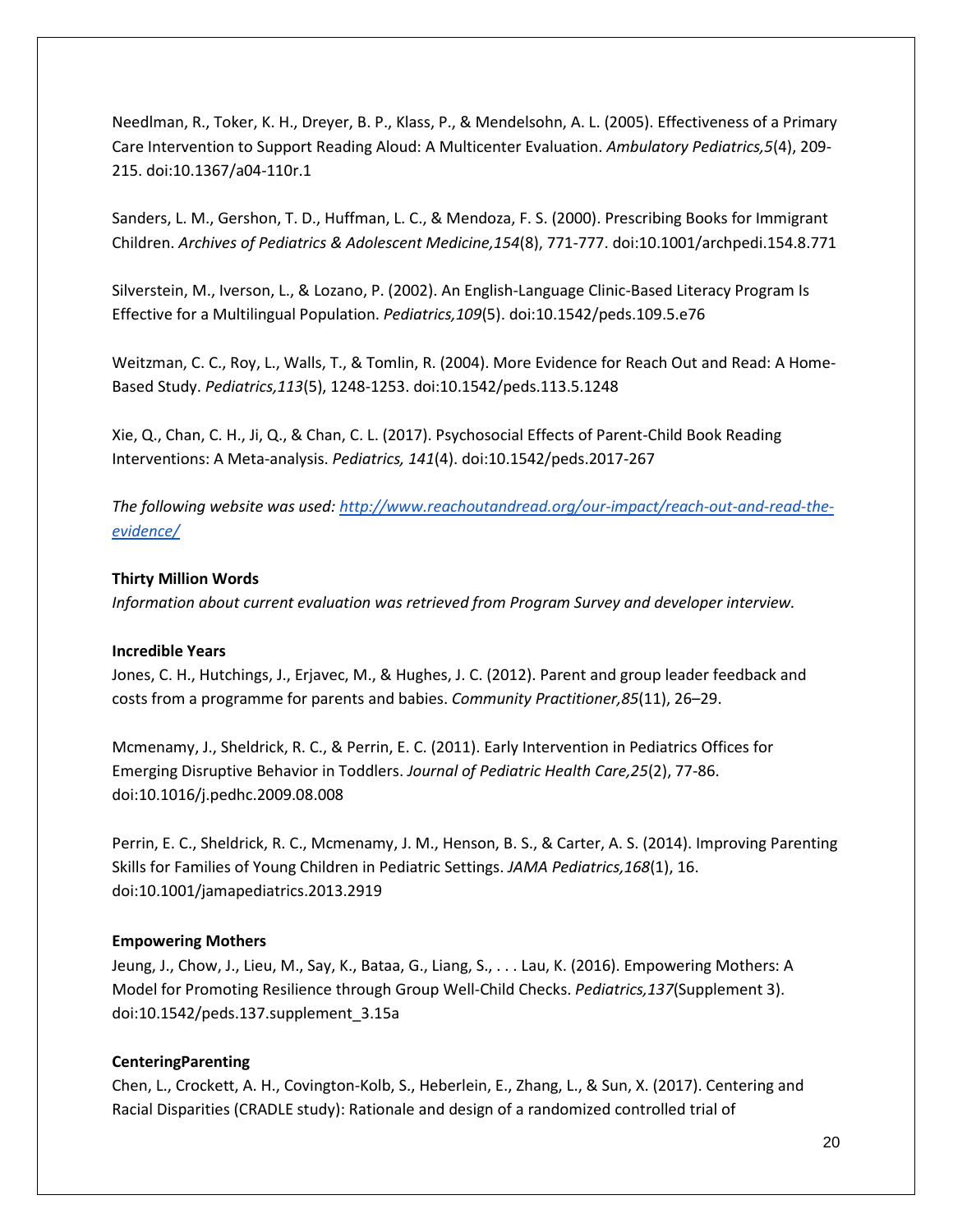Needlman, R., Toker, K. H., Dreyer, B. P., Klass, P., & Mendelsohn, A. L. (2005). Effectiveness of a Primary Care Intervention to Support Reading Aloud: A Multicenter Evaluation. *Ambulatory Pediatrics,5*(4), 209-215. doi:10.1367/a04-110r.1

Sanders, L. M., Gershon, T. D., Huffman, L. C., & Mendoza, F. S. (2000). Prescribing Books for Immigrant Children. *Archives of Pediatrics & Adolescent Medicine,154*(8), 771-777. doi:10.1001/archpedi.154.8.771

Silverstein, M., Iverson, L., & Lozano, P. (2002). An English-Language Clinic-Based Literacy Program Is Effective for a Multilingual Population. *Pediatrics,109*(5). doi:10.1542/peds.109.5.e76

Weitzman, C. C., Roy, L., Walls, T., & Tomlin, R. (2004). More Evidence for Reach Out and Read: A Home-Based Study. *Pediatrics,113*(5), 1248-1253. doi:10.1542/peds.113.5.1248

Xie, Q., Chan, C. H., Ji, Q., & Chan, C. L. (2017). Psychosocial Effects of Parent-Child Book Reading Interventions: A Meta-analysis. *Pediatrics, 141*(4). doi:10.1542/peds.2017-267

*The following website was used: [http://www.reachoutandread.org/our-impact/reach-out-and-read-the-evidence/](http://www.reachoutandread.org/our-impact/reach-out-and-read-the-evidence/)*

**Thirty Million Words**

*Information about current evaluation was retrieved from Program Survey and developer interview.*

**Incredible Years**

Jones, C. H., Hutchings, J., Erjavec, M., & Hughes, J. C. (2012). Parent and group leader feedback and costs from a programme for parents and babies. *Community Practitioner,85*(11), 26–29.

Mcmenamy, J., Sheldrick, R. C., & Perrin, E. C. (2011). Early Intervention in Pediatrics Offices for Emerging Disruptive Behavior in Toddlers. *Journal of Pediatric Health Care,25*(2), 77-86. doi:10.1016/j.pedhc.2009.08.008

Perrin, E. C., Sheldrick, R. C., Mcmenamy, J. M., Henson, B. S., & Carter, A. S. (2014). Improving Parenting Skills for Families of Young Children in Pediatric Settings. *JAMA Pediatrics,168*(1), 16. doi:10.1001/jamapediatrics.2013.2919

**Empowering Mothers**

Jeung, J., Chow, J., Lieu, M., Say, K., Bataa, G., Liang, S., . . . Lau, K. (2016). Empowering Mothers: A Model for Promoting Resilience through Group Well-Child Checks. *Pediatrics,137*(Supplement 3). doi:10.1542/peds.137.supplement_3.15a

**CenteringParenting**

Chen, L., Crockett, A. H., Covington-Kolb, S., Heberlein, E., Zhang, L., & Sun, X. (2017). Centering and Racial Disparities (CRADLE study): Rationale and design of a randomized controlled trial of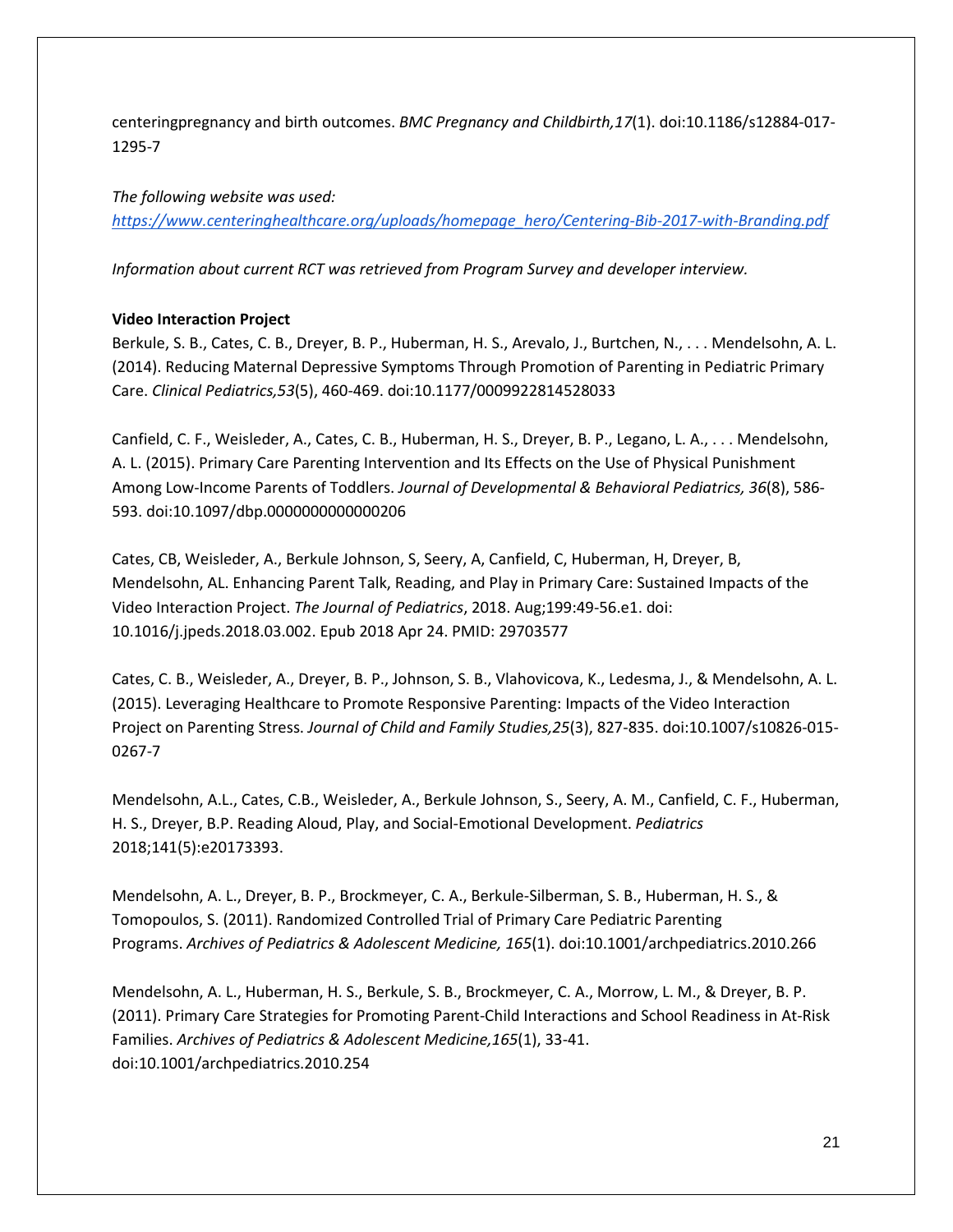centeringpregnancy and birth outcomes. *BMC Pregnancy and Childbirth,17*(1). doi:10.1186/s12884-017-1295-7

*The following website was used:*
*https://www.centeringhealthcare.org/uploads/homepage_hero/Centering-Bib-2017-with-Branding.pdf*

*Information about current RCT was retrieved from Program Survey and developer interview.*

**Video Interaction Project**

Berkule, S. B., Cates, C. B., Dreyer, B. P., Huberman, H. S., Arevalo, J., Burtchen, N., . . . Mendelsohn, A. L. (2014). Reducing Maternal Depressive Symptoms Through Promotion of Parenting in Pediatric Primary Care. *Clinical Pediatrics,53*(5), 460-469. doi:10.1177/0009922814528033

Canfield, C. F., Weisleder, A., Cates, C. B., Huberman, H. S., Dreyer, B. P., Legano, L. A., . . . Mendelsohn, A. L. (2015). Primary Care Parenting Intervention and Its Effects on the Use of Physical Punishment Among Low-Income Parents of Toddlers. *Journal of Developmental & Behavioral Pediatrics, 36*(8), 586-593. doi:10.1097/dbp.0000000000000206

Cates, CB, Weisleder, A., Berkule Johnson, S, Seery, A, Canfield, C, Huberman, H, Dreyer, B, Mendelsohn, AL. Enhancing Parent Talk, Reading, and Play in Primary Care: Sustained Impacts of the Video Interaction Project. *The Journal of Pediatrics*, 2018. Aug;199:49-56.e1. doi: 10.1016/j.jpeds.2018.03.002. Epub 2018 Apr 24. PMID: 29703577

Cates, C. B., Weisleder, A., Dreyer, B. P., Johnson, S. B., Vlahovicova, K., Ledesma, J., & Mendelsohn, A. L. (2015). Leveraging Healthcare to Promote Responsive Parenting: Impacts of the Video Interaction Project on Parenting Stress. *Journal of Child and Family Studies,25*(3), 827-835. doi:10.1007/s10826-015-0267-7

Mendelsohn, A.L., Cates, C.B., Weisleder, A., Berkule Johnson, S., Seery, A. M., Canfield, C. F., Huberman, H. S., Dreyer, B.P. Reading Aloud, Play, and Social-Emotional Development. *Pediatrics* 2018;141(5):e20173393.

Mendelsohn, A. L., Dreyer, B. P., Brockmeyer, C. A., Berkule-Silberman, S. B., Huberman, H. S., & Tomopoulos, S. (2011). Randomized Controlled Trial of Primary Care Pediatric Parenting Programs. *Archives of Pediatrics & Adolescent Medicine, 165*(1). doi:10.1001/archpediatrics.2010.266

Mendelsohn, A. L., Huberman, H. S., Berkule, S. B., Brockmeyer, C. A., Morrow, L. M., & Dreyer, B. P. (2011). Primary Care Strategies for Promoting Parent-Child Interactions and School Readiness in At-Risk Families. *Archives of Pediatrics & Adolescent Medicine,165*(1), 33-41. doi:10.1001/archpediatrics.2010.254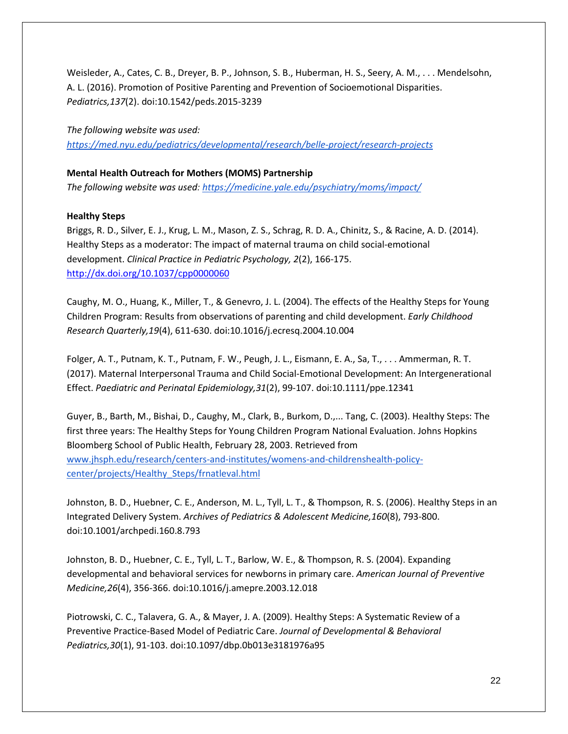Weisleder, A., Cates, C. B., Dreyer, B. P., Johnson, S. B., Huberman, H. S., Seery, A. M., . . . Mendelsohn, A. L. (2016). Promotion of Positive Parenting and Prevention of Socioemotional Disparities. *Pediatrics,137*(2). doi:10.1542/peds.2015-3239

*The following website was used:* [https://med.nyu.edu/pediatrics/developmental/research/belle-project/research-projects](https://med.nyu.edu/pediatrics/developmental/research/belle-project/research-projects)

**Mental Health Outreach for Mothers (MOMS) Partnership**

*The following website was used:* [https://medicine.yale.edu/psychiatry/moms/impact/](https://medicine.yale.edu/psychiatry/moms/impact/)

**Healthy Steps**

Briggs, R. D., Silver, E. J., Krug, L. M., Mason, Z. S., Schrag, R. D. A., Chinitz, S., & Racine, A. D. (2014). Healthy Steps as a moderator: The impact of maternal trauma on child social-emotional development. *Clinical Practice in Pediatric Psychology, 2*(2), 166-175. [http://dx.doi.org/10.1037/cpp0000060](http://dx.doi.org/10.1037/cpp0000060)

Caughy, M. O., Huang, K., Miller, T., & Genevro, J. L. (2004). The effects of the Healthy Steps for Young Children Program: Results from observations of parenting and child development. *Early Childhood Research Quarterly,19*(4), 611-630. doi:10.1016/j.ecresq.2004.10.004

Folger, A. T., Putnam, K. T., Putnam, F. W., Peugh, J. L., Eismann, E. A., Sa, T., . . . Ammerman, R. T. (2017). Maternal Interpersonal Trauma and Child Social-Emotional Development: An Intergenerational Effect. *Paediatric and Perinatal Epidemiology,31*(2), 99-107. doi:10.1111/ppe.12341

Guyer, B., Barth, M., Bishai, D., Caughy, M., Clark, B., Burkom, D.,... Tang, C. (2003). Healthy Steps: The first three years: The Healthy Steps for Young Children Program National Evaluation. Johns Hopkins Bloomberg School of Public Health, February 28, 2003. Retrieved from [www.jhsph.edu/research/centers-and-institutes/womens-and-childrenshealth-policy-center/projects/Healthy_Steps/frnatleval.html](www.jhsph.edu/research/centers-and-institutes/womens-and-childrenshealth-policy-center/projects/Healthy_Steps/frnatleval.html)

Johnston, B. D., Huebner, C. E., Anderson, M. L., Tyll, L. T., & Thompson, R. S. (2006). Healthy Steps in an Integrated Delivery System. *Archives of Pediatrics & Adolescent Medicine,160*(8), 793-800. doi:10.1001/archpedi.160.8.793

Johnston, B. D., Huebner, C. E., Tyll, L. T., Barlow, W. E., & Thompson, R. S. (2004). Expanding developmental and behavioral services for newborns in primary care. *American Journal of Preventive Medicine,26*(4), 356-366. doi:10.1016/j.amepre.2003.12.018

Piotrowski, C. C., Talavera, G. A., & Mayer, J. A. (2009). Healthy Steps: A Systematic Review of a Preventive Practice-Based Model of Pediatric Care. *Journal of Developmental & Behavioral Pediatrics,30*(1), 91-103. doi:10.1097/dbp.0b013e3181976a95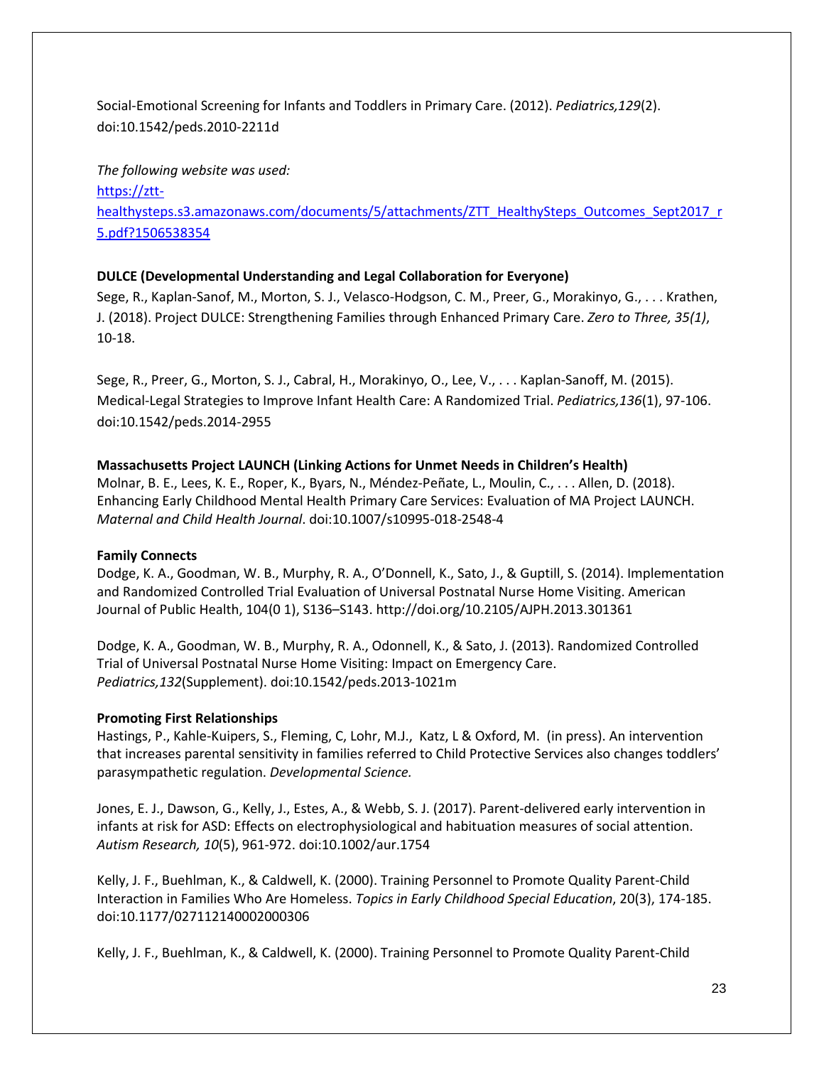Social-Emotional Screening for Infants and Toddlers in Primary Care. (2012). *Pediatrics,129*(2). doi:10.1542/peds.2010-2211d

*The following website was used:*
[https://ztt-healthysteps.s3.amazonaws.com/documents/5/attachments/ZTT_HealthySteps_Outcomes_Sept2017_r5.pdf?1506538354](https://ztt-healthysteps.s3.amazonaws.com/documents/5/attachments/ZTT_HealthySteps_Outcomes_Sept2017_r5.pdf?1506538354)

**DULCE (Developmental Understanding and Legal Collaboration for Everyone)**

Sege, R., Kaplan-Sanof, M., Morton, S. J., Velasco-Hodgson, C. M., Preer, G., Morakinyo, G., . . . Krathen, J. (2018). Project DULCE: Strengthening Families through Enhanced Primary Care. *Zero to Three, 35(1)*, 10-18.

Sege, R., Preer, G., Morton, S. J., Cabral, H., Morakinyo, O., Lee, V., . . . Kaplan-Sanoff, M. (2015). Medical-Legal Strategies to Improve Infant Health Care: A Randomized Trial. *Pediatrics,136*(1), 97-106. doi:10.1542/peds.2014-2955

**Massachusetts Project LAUNCH (Linking Actions for Unmet Needs in Children's Health)**

Molnar, B. E., Lees, K. E., Roper, K., Byars, N., Méndez-Peñate, L., Moulin, C., . . . Allen, D. (2018). Enhancing Early Childhood Mental Health Primary Care Services: Evaluation of MA Project LAUNCH. *Maternal and Child Health Journal*. doi:10.1007/s10995-018-2548-4

**Family Connects**

Dodge, K. A., Goodman, W. B., Murphy, R. A., O'Donnell, K., Sato, J., & Guptill, S. (2014). Implementation and Randomized Controlled Trial Evaluation of Universal Postnatal Nurse Home Visiting. American Journal of Public Health, 104(0 1), S136–S143. http://doi.org/10.2105/AJPH.2013.301361

Dodge, K. A., Goodman, W. B., Murphy, R. A., Odonnell, K., & Sato, J. (2013). Randomized Controlled Trial of Universal Postnatal Nurse Home Visiting: Impact on Emergency Care. *Pediatrics,132*(Supplement). doi:10.1542/peds.2013-1021m

**Promoting First Relationships**

Hastings, P., Kahle-Kuipers, S., Fleming, C, Lohr, M.J., Katz, L & Oxford, M. (in press). An intervention that increases parental sensitivity in families referred to Child Protective Services also changes toddlers' parasympathetic regulation. *Developmental Science.*

Jones, E. J., Dawson, G., Kelly, J., Estes, A., & Webb, S. J. (2017). Parent-delivered early intervention in infants at risk for ASD: Effects on electrophysiological and habituation measures of social attention. *Autism Research, 10*(5), 961-972. doi:10.1002/aur.1754

Kelly, J. F., Buehlman, K., & Caldwell, K. (2000). Training Personnel to Promote Quality Parent-Child Interaction in Families Who Are Homeless. *Topics in Early Childhood Special Education*, 20(3), 174-185. doi:10.1177/027112140002000306

Kelly, J. F., Buehlman, K., & Caldwell, K. (2000). Training Personnel to Promote Quality Parent-Child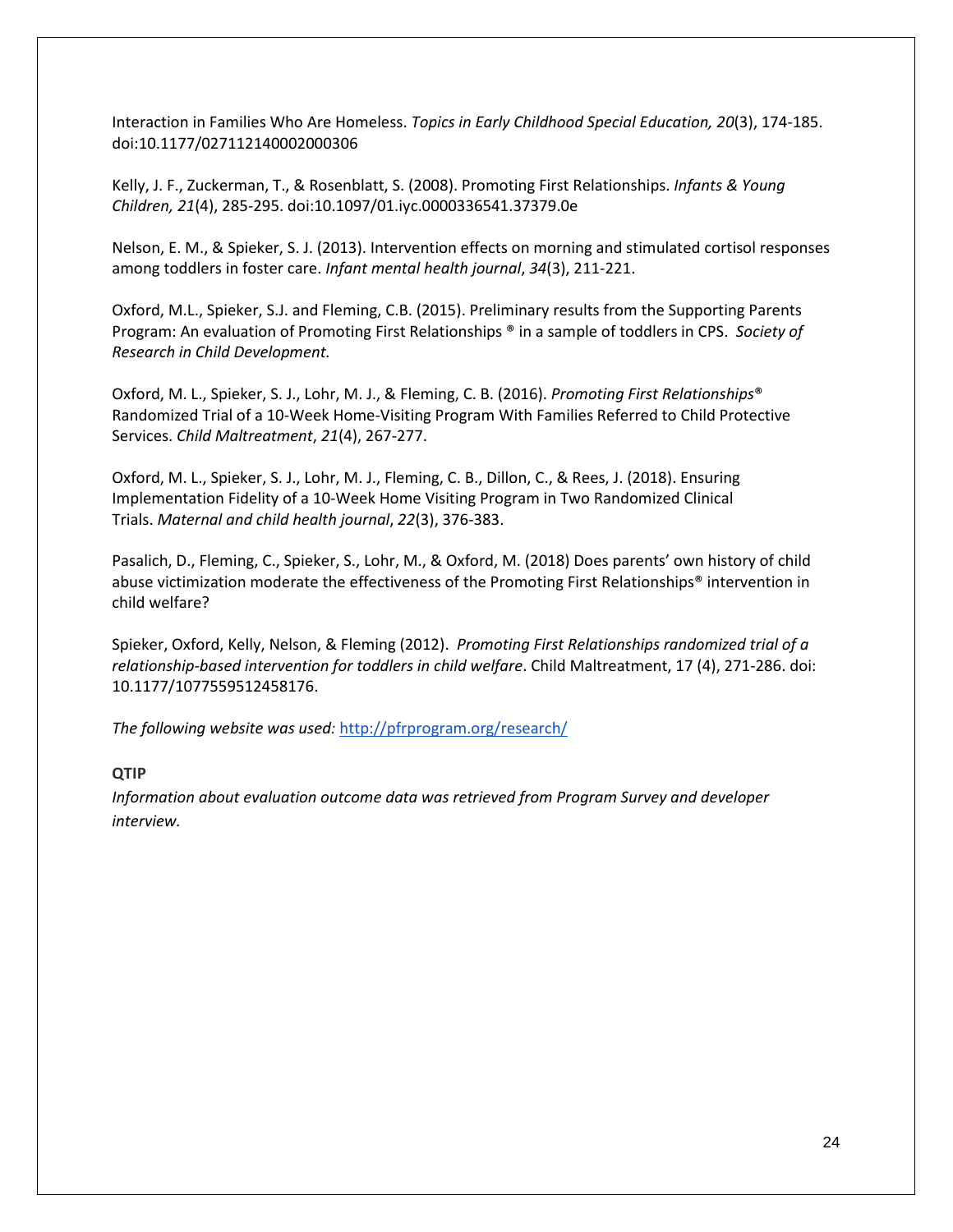Interaction in Families Who Are Homeless. *Topics in Early Childhood Special Education, 20*(3), 174-185. doi:10.1177/027112140002000306

Kelly, J. F., Zuckerman, T., & Rosenblatt, S. (2008). Promoting First Relationships. *Infants & Young Children, 21*(4), 285-295. doi:10.1097/01.iyc.0000336541.37379.0e

Nelson, E. M., & Spieker, S. J. (2013). Intervention effects on morning and stimulated cortisol responses among toddlers in foster care. *Infant mental health journal*, *34*(3), 211-221.

Oxford, M.L., Spieker, S.J. and Fleming, C.B. (2015). Preliminary results from the Supporting Parents Program: An evaluation of Promoting First Relationships ® in a sample of toddlers in CPS. *Society of Research in Child Development.*

Oxford, M. L., Spieker, S. J., Lohr, M. J., & Fleming, C. B. (2016). *Promoting First Relationships*® Randomized Trial of a 10-Week Home-Visiting Program With Families Referred to Child Protective Services. *Child Maltreatment*, *21*(4), 267-277.

Oxford, M. L., Spieker, S. J., Lohr, M. J., Fleming, C. B., Dillon, C., & Rees, J. (2018). Ensuring Implementation Fidelity of a 10-Week Home Visiting Program in Two Randomized Clinical Trials. *Maternal and child health journal*, *22*(3), 376-383.

Pasalich, D., Fleming, C., Spieker, S., Lohr, M., & Oxford, M. (2018) Does parents' own history of child abuse victimization moderate the effectiveness of the Promoting First Relationships® intervention in child welfare?

Spieker, Oxford, Kelly, Nelson, & Fleming (2012). *Promoting First Relationships randomized trial of a relationship-based intervention for toddlers in child welfare*. Child Maltreatment, 17 (4), 271-286. doi: 10.1177/1077559512458176.

*The following website was used:* http://pfrprogram.org/research/

**QTIP**

*Information about evaluation outcome data was retrieved from Program Survey and developer interview.*